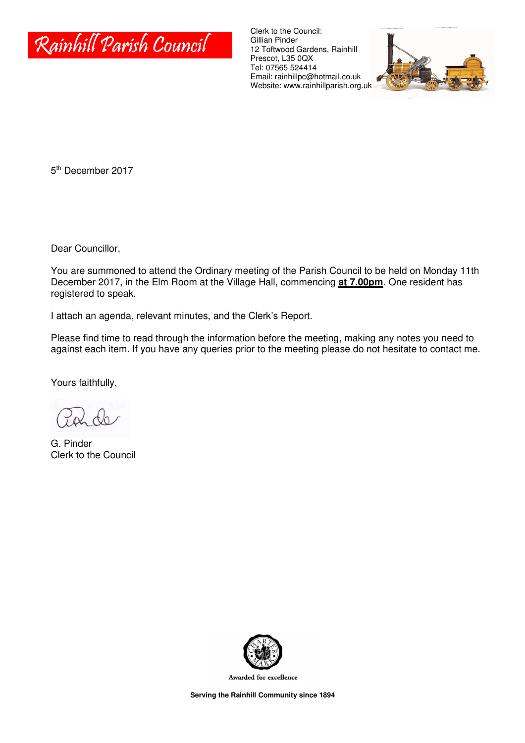# Rainhill Parish Council

Clerk to the Council:
Gillian Pinder
12 Toftwood Gardens, Rainhill
Prescot, L35 0QX
Tel: 07565 524414
Email: rainhillpc@hotmail.co.uk
Website: www.rainhillparish.org.uk

5th December 2017

Dear Councillor,

You are summoned to attend the Ordinary meeting of the Parish Council to be held on Monday 11th December 2017, in the Elm Room at the Village Hall, commencing **at 7.00pm**. One resident has registered to speak.

I attach an agenda, relevant minutes, and the Clerk's Report.

Please find time to read through the information before the meeting, making any notes you need to against each item. If you have any queries prior to the meeting please do not hesitate to contact me.

Yours faithfully,

G. Pinder
Clerk to the Council

Awarded for excellence

**Serving the Rainhill Community since 1894**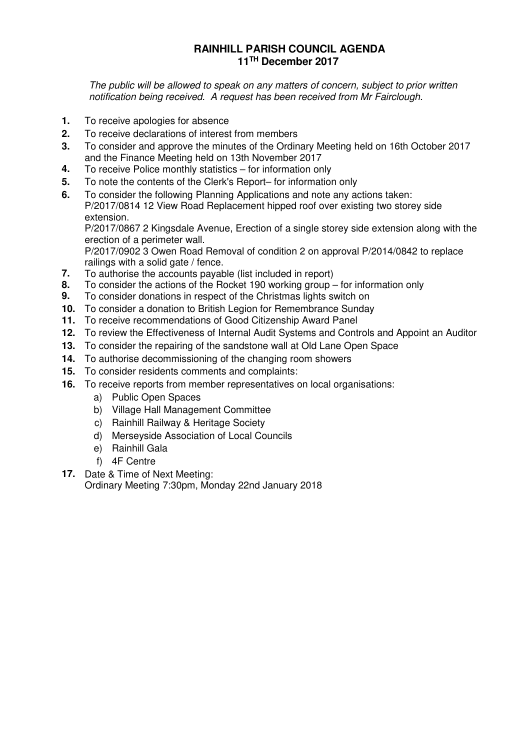# RAINHILL PARISH COUNCIL AGENDA
## 11TH December 2017

*The public will be allowed to speak on any matters of concern, subject to prior written notification being received. A request has been received from Mr Fairclough.*

1. To receive apologies for absence
2. To receive declarations of interest from members
3. To consider and approve the minutes of the Ordinary Meeting held on 16th October 2017 and the Finance Meeting held on 13th November 2017
4. To receive Police monthly statistics – for information only
5. To note the contents of the Clerk's Report– for information only
6. To consider the following Planning Applications and note any actions taken:
   P/2017/0814 12 View Road Replacement hipped roof over existing two storey side extension.
   P/2017/0867 2 Kingsdale Avenue, Erection of a single storey side extension along with the erection of a perimeter wall.
   P/2017/0902 3 Owen Road Removal of condition 2 on approval P/2014/0842 to replace railings with a solid gate / fence.
7. To authorise the accounts payable (list included in report)
8. To consider the actions of the Rocket 190 working group – for information only
9. To consider donations in respect of the Christmas lights switch on
10. To consider a donation to British Legion for Remembrance Sunday
11. To receive recommendations of Good Citizenship Award Panel
12. To review the Effectiveness of Internal Audit Systems and Controls and Appoint an Auditor
13. To consider the repairing of the sandstone wall at Old Lane Open Space
14. To authorise decommissioning of the changing room showers
15. To consider residents comments and complaints:
16. To receive reports from member representatives on local organisations:
    a) Public Open Spaces
    b) Village Hall Management Committee
    c) Rainhill Railway & Heritage Society
    d) Merseyside Association of Local Councils
    e) Rainhill Gala
    f) 4F Centre
17. Date & Time of Next Meeting:
    Ordinary Meeting 7:30pm, Monday 22nd January 2018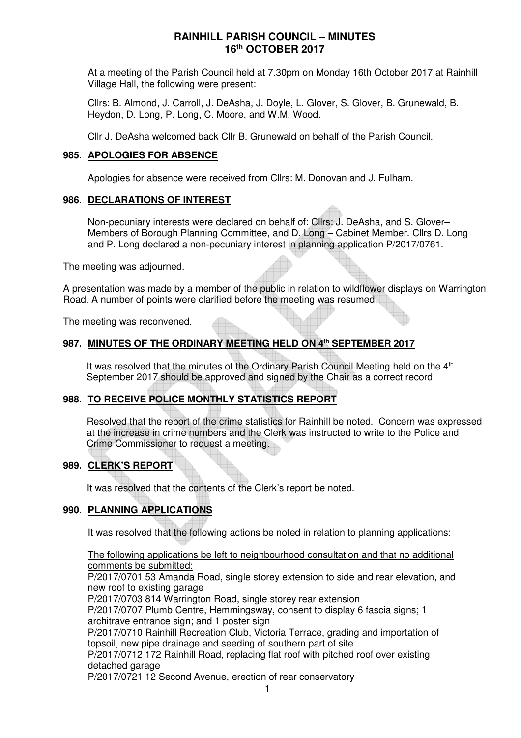# RAINHILL PARISH COUNCIL – MINUTES
## 16th OCTOBER 2017

At a meeting of the Parish Council held at 7.30pm on Monday 16th October 2017 at Rainhill Village Hall, the following were present:

Cllrs: B. Almond, J. Carroll, J. DeAsha, J. Doyle, L. Glover, S. Glover, B. Grunewald, B. Heydon, D. Long, P. Long, C. Moore, and W.M. Wood.

Cllr J. DeAsha welcomed back Cllr B. Grunewald on behalf of the Parish Council.

### 985. APOLOGIES FOR ABSENCE

Apologies for absence were received from Cllrs: M. Donovan and J. Fulham.

### 986. DECLARATIONS OF INTEREST

Non-pecuniary interests were declared on behalf of: Cllrs: J. DeAsha, and S. Glover– Members of Borough Planning Committee, and D. Long – Cabinet Member. Cllrs D. Long and P. Long declared a non-pecuniary interest in planning application P/2017/0761.

The meeting was adjourned.

A presentation was made by a member of the public in relation to wildflower displays on Warrington Road. A number of points were clarified before the meeting was resumed.

The meeting was reconvened.

### 987. MINUTES OF THE ORDINARY MEETING HELD ON 4th SEPTEMBER 2017

It was resolved that the minutes of the Ordinary Parish Council Meeting held on the 4th September 2017 should be approved and signed by the Chair as a correct record.

### 988. TO RECEIVE POLICE MONTHLY STATISTICS REPORT

Resolved that the report of the crime statistics for Rainhill be noted. Concern was expressed at the increase in crime numbers and the Clerk was instructed to write to the Police and Crime Commissioner to request a meeting.

### 989. CLERK'S REPORT

It was resolved that the contents of the Clerk's report be noted.

### 990. PLANNING APPLICATIONS

It was resolved that the following actions be noted in relation to planning applications:

<u>The following applications be left to neighbourhood consultation and that no additional comments be submitted:</u>

P/2017/0701 53 Amanda Road, single storey extension to side and rear elevation, and new roof to existing garage
P/2017/0703 814 Warrington Road, single storey rear extension
P/2017/0707 Plumb Centre, Hemmingsway, consent to display 6 fascia signs; 1 architrave entrance sign; and 1 poster sign
P/2017/0710 Rainhill Recreation Club, Victoria Terrace, grading and importation of topsoil, new pipe drainage and seeding of southern part of site
P/2017/0712 172 Rainhill Road, replacing flat roof with pitched roof over existing detached garage
P/2017/0721 12 Second Avenue, erection of rear conservatory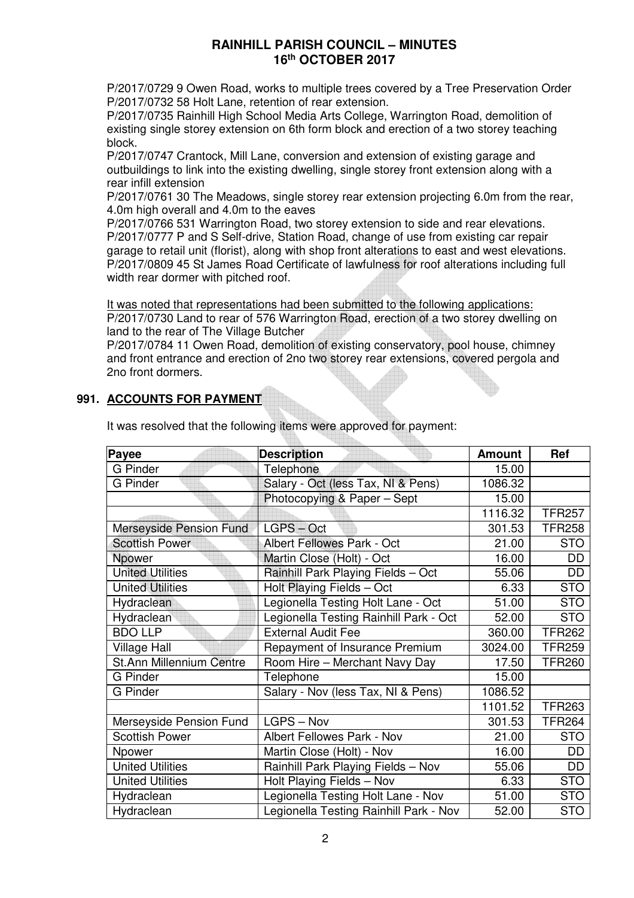P/2017/0729 9 Owen Road, works to multiple trees covered by a Tree Preservation Order
P/2017/0732 58 Holt Lane, retention of rear extension.
P/2017/0735 Rainhill High School Media Arts College, Warrington Road, demolition of existing single storey extension on 6th form block and erection of a two storey teaching block.
P/2017/0747 Crantock, Mill Lane, conversion and extension of existing garage and outbuildings to link into the existing dwelling, single storey front extension along with a rear infill extension
P/2017/0761 30 The Meadows, single storey rear extension projecting 6.0m from the rear, 4.0m high overall and 4.0m to the eaves
P/2017/0766 531 Warrington Road, two storey extension to side and rear elevations.
P/2017/0777 P and S Self-drive, Station Road, change of use from existing car repair garage to retail unit (florist), along with shop front alterations to east and west elevations.
P/2017/0809 45 St James Road Certificate of lawfulness for roof alterations including full width rear dormer with pitched roof.

It was noted that representations had been submitted to the following applications:
P/2017/0730 Land to rear of 576 Warrington Road, erection of a two storey dwelling on land to the rear of The Village Butcher
P/2017/0784 11 Owen Road, demolition of existing conservatory, pool house, chimney and front entrance and erection of 2no two storey rear extensions, covered pergola and 2no front dormers.

## 991. ACCOUNTS FOR PAYMENT

It was resolved that the following items were approved for payment:

| Payee | Description | Amount | Ref |
|---|---|---|---|
| G Pinder | Telephone | 15.00 | |
| G Pinder | Salary - Oct (less Tax, NI & Pens) | 1086.32 | |
| | Photocopying & Paper – Sept | 15.00 | |
| | | 1116.32 | TFR257 |
| Merseyside Pension Fund | LGPS – Oct | 301.53 | TFR258 |
| Scottish Power | Albert Fellowes Park - Oct | 21.00 | STO |
| Npower | Martin Close (Holt) - Oct | 16.00 | DD |
| United Utilities | Rainhill Park Playing Fields – Oct | 55.06 | DD |
| United Utilities | Holt Playing Fields – Oct | 6.33 | STO |
| Hydraclean | Legionella Testing Holt Lane - Oct | 51.00 | STO |
| Hydraclean | Legionella Testing Rainhill Park - Oct | 52.00 | STO |
| BDO LLP | External Audit Fee | 360.00 | TFR262 |
| Village Hall | Repayment of Insurance Premium | 3024.00 | TFR259 |
| St.Ann Millennium Centre | Room Hire – Merchant Navy Day | 17.50 | TFR260 |
| G Pinder | Telephone | 15.00 | |
| G Pinder | Salary - Nov (less Tax, NI & Pens) | 1086.52 | |
| | | 1101.52 | TFR263 |
| Merseyside Pension Fund | LGPS – Nov | 301.53 | TFR264 |
| Scottish Power | Albert Fellowes Park - Nov | 21.00 | STO |
| Npower | Martin Close (Holt) - Nov | 16.00 | DD |
| United Utilities | Rainhill Park Playing Fields – Nov | 55.06 | DD |
| United Utilities | Holt Playing Fields – Nov | 6.33 | STO |
| Hydraclean | Legionella Testing Holt Lane - Nov | 51.00 | STO |
| Hydraclean | Legionella Testing Rainhill Park - Nov | 52.00 | STO |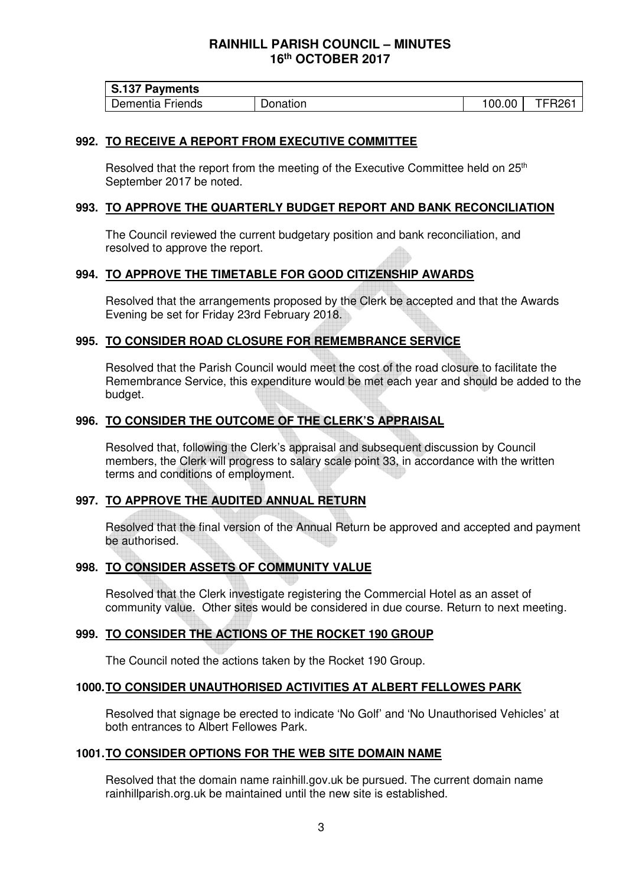| S.137 Payments | | | |
|---|---|---|---|
| Dementia Friends | Donation | 100.00 | TFR261 |

## 992. TO RECEIVE A REPORT FROM EXECUTIVE COMMITTEE

Resolved that the report from the meeting of the Executive Committee held on 25th September 2017 be noted.

## 993. TO APPROVE THE QUARTERLY BUDGET REPORT AND BANK RECONCILIATION

The Council reviewed the current budgetary position and bank reconciliation, and resolved to approve the report.

## 994. TO APPROVE THE TIMETABLE FOR GOOD CITIZENSHIP AWARDS

Resolved that the arrangements proposed by the Clerk be accepted and that the Awards Evening be set for Friday 23rd February 2018.

## 995. TO CONSIDER ROAD CLOSURE FOR REMEMBRANCE SERVICE

Resolved that the Parish Council would meet the cost of the road closure to facilitate the Remembrance Service, this expenditure would be met each year and should be added to the budget.

## 996. TO CONSIDER THE OUTCOME OF THE CLERK'S APPRAISAL

Resolved that, following the Clerk's appraisal and subsequent discussion by Council members, the Clerk will progress to salary scale point 33, in accordance with the written terms and conditions of employment.

## 997. TO APPROVE THE AUDITED ANNUAL RETURN

Resolved that the final version of the Annual Return be approved and accepted and payment be authorised.

## 998. TO CONSIDER ASSETS OF COMMUNITY VALUE

Resolved that the Clerk investigate registering the Commercial Hotel as an asset of community value. Other sites would be considered in due course. Return to next meeting.

## 999. TO CONSIDER THE ACTIONS OF THE ROCKET 190 GROUP

The Council noted the actions taken by the Rocket 190 Group.

## 1000. TO CONSIDER UNAUTHORISED ACTIVITIES AT ALBERT FELLOWES PARK

Resolved that signage be erected to indicate 'No Golf' and 'No Unauthorised Vehicles' at both entrances to Albert Fellowes Park.

## 1001. TO CONSIDER OPTIONS FOR THE WEB SITE DOMAIN NAME

Resolved that the domain name rainhill.gov.uk be pursued. The current domain name rainhillparish.org.uk be maintained until the new site is established.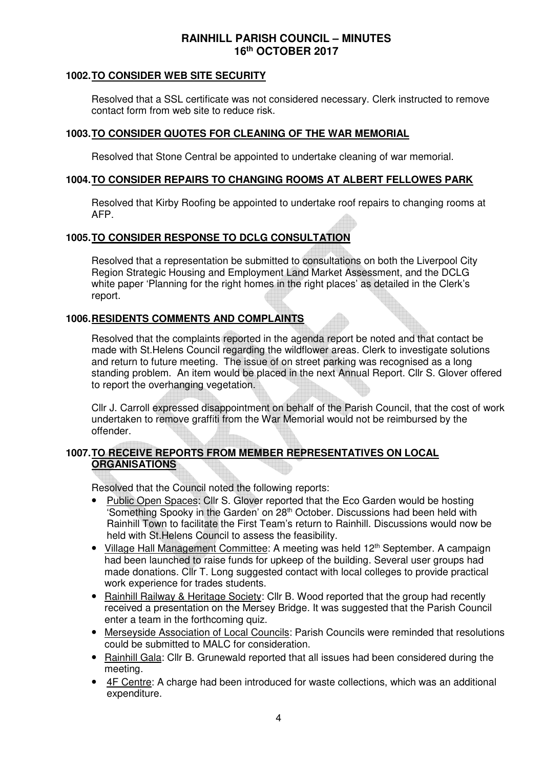# RAINHILL PARISH COUNCIL – MINUTES
## 16th OCTOBER 2017

### 1002. TO CONSIDER WEB SITE SECURITY

Resolved that a SSL certificate was not considered necessary. Clerk instructed to remove contact form from web site to reduce risk.

### 1003. TO CONSIDER QUOTES FOR CLEANING OF THE WAR MEMORIAL

Resolved that Stone Central be appointed to undertake cleaning of war memorial.

### 1004. TO CONSIDER REPAIRS TO CHANGING ROOMS AT ALBERT FELLOWES PARK

Resolved that Kirby Roofing be appointed to undertake roof repairs to changing rooms at AFP.

### 1005. TO CONSIDER RESPONSE TO DCLG CONSULTATION

Resolved that a representation be submitted to consultations on both the Liverpool City Region Strategic Housing and Employment Land Market Assessment, and the DCLG white paper 'Planning for the right homes in the right places' as detailed in the Clerk's report.

### 1006. RESIDENTS COMMENTS AND COMPLAINTS

Resolved that the complaints reported in the agenda report be noted and that contact be made with St.Helens Council regarding the wildflower areas. Clerk to investigate solutions and return to future meeting. The issue of on street parking was recognised as a long standing problem. An item would be placed in the next Annual Report. Cllr S. Glover offered to report the overhanging vegetation.

Cllr J. Carroll expressed disappointment on behalf of the Parish Council, that the cost of work undertaken to remove graffiti from the War Memorial would not be reimbursed by the offender.

### 1007. TO RECEIVE REPORTS FROM MEMBER REPRESENTATIVES ON LOCAL ORGANISATIONS

Resolved that the Council noted the following reports:

- Public Open Spaces: Cllr S. Glover reported that the Eco Garden would be hosting 'Something Spooky in the Garden' on 28th October. Discussions had been held with Rainhill Town to facilitate the First Team's return to Rainhill. Discussions would now be held with St.Helens Council to assess the feasibility.
- Village Hall Management Committee: A meeting was held 12th September. A campaign had been launched to raise funds for upkeep of the building. Several user groups had made donations. Cllr T. Long suggested contact with local colleges to provide practical work experience for trades students.
- Rainhill Railway & Heritage Society: Cllr B. Wood reported that the group had recently received a presentation on the Mersey Bridge. It was suggested that the Parish Council enter a team in the forthcoming quiz.
- Merseyside Association of Local Councils: Parish Councils were reminded that resolutions could be submitted to MALC for consideration.
- Rainhill Gala: Cllr B. Grunewald reported that all issues had been considered during the meeting.
- 4F Centre: A charge had been introduced for waste collections, which was an additional expenditure.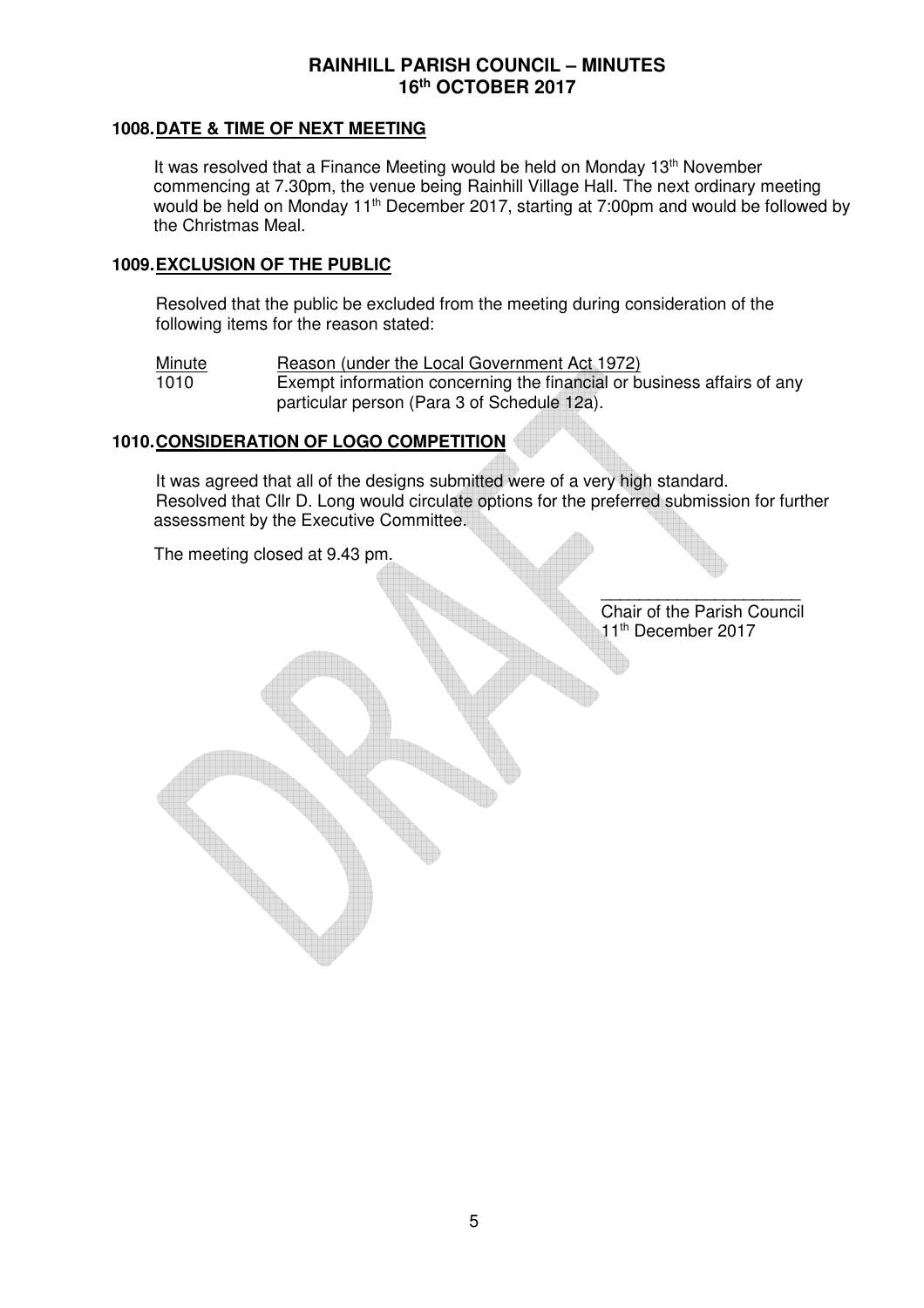# RAINHILL PARISH COUNCIL – MINUTES
## 16th OCTOBER 2017

### 1008. DATE & TIME OF NEXT MEETING

It was resolved that a Finance Meeting would be held on Monday 13th November commencing at 7.30pm, the venue being Rainhill Village Hall. The next ordinary meeting would be held on Monday 11th December 2017, starting at 7:00pm and would be followed by the Christmas Meal.

### 1009. EXCLUSION OF THE PUBLIC

Resolved that the public be excluded from the meeting during consideration of the following items for the reason stated:

| Minute | Reason (under the Local Government Act 1972) |
|---|---|
| 1010 | Exempt information concerning the financial or business affairs of any particular person (Para 3 of Schedule 12a). |

### 1010. CONSIDERATION OF LOGO COMPETITION

It was agreed that all of the designs submitted were of a very high standard. Resolved that Cllr D. Long would circulate options for the preferred submission for further assessment by the Executive Committee.

The meeting closed at 9.43 pm.

\_\_\_\_\_\_\_\_\_\_\_\_\_\_\_\_\_\_\_\_\_\_

Chair of the Parish Council
11th December 2017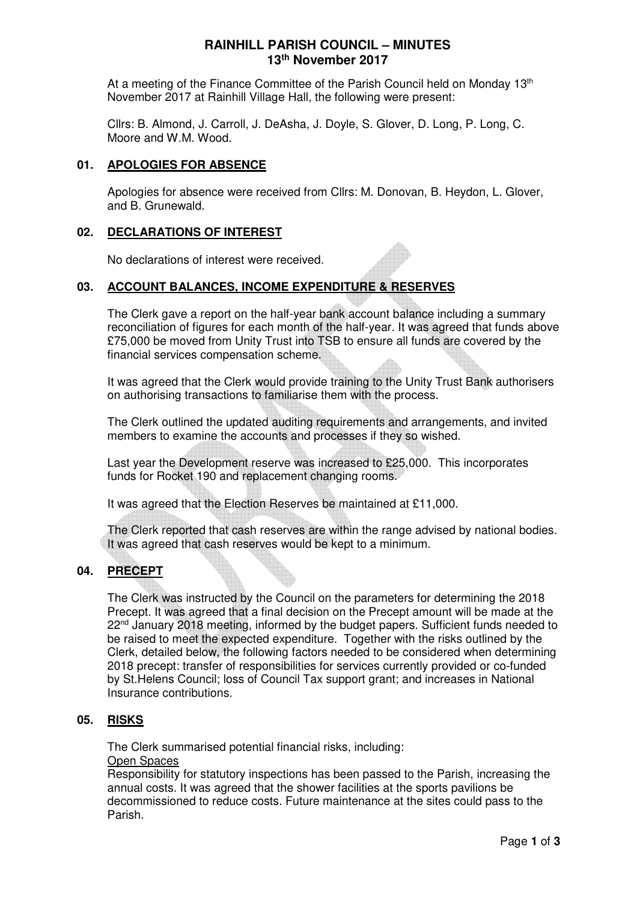# RAINHILL PARISH COUNCIL – MINUTES
## 13th November 2017

At a meeting of the Finance Committee of the Parish Council held on Monday 13th November 2017 at Rainhill Village Hall, the following were present:

Cllrs: B. Almond, J. Carroll, J. DeAsha, J. Doyle, S. Glover, D. Long, P. Long, C. Moore and W.M. Wood.

### 01. APOLOGIES FOR ABSENCE

Apologies for absence were received from Cllrs: M. Donovan, B. Heydon, L. Glover, and B. Grunewald.

### 02. DECLARATIONS OF INTEREST

No declarations of interest were received.

### 03. ACCOUNT BALANCES, INCOME EXPENDITURE & RESERVES

The Clerk gave a report on the half-year bank account balance including a summary reconciliation of figures for each month of the half-year. It was agreed that funds above £75,000 be moved from Unity Trust into TSB to ensure all funds are covered by the financial services compensation scheme.

It was agreed that the Clerk would provide training to the Unity Trust Bank authorisers on authorising transactions to familiarise them with the process.

The Clerk outlined the updated auditing requirements and arrangements, and invited members to examine the accounts and processes if they so wished.

Last year the Development reserve was increased to £25,000. This incorporates funds for Rocket 190 and replacement changing rooms.

It was agreed that the Election Reserves be maintained at £11,000.

The Clerk reported that cash reserves are within the range advised by national bodies. It was agreed that cash reserves would be kept to a minimum.

### 04. PRECEPT

The Clerk was instructed by the Council on the parameters for determining the 2018 Precept. It was agreed that a final decision on the Precept amount will be made at the 22nd January 2018 meeting, informed by the budget papers. Sufficient funds needed to be raised to meet the expected expenditure. Together with the risks outlined by the Clerk, detailed below, the following factors needed to be considered when determining 2018 precept: transfer of responsibilities for services currently provided or co-funded by St.Helens Council; loss of Council Tax support grant; and increases in National Insurance contributions.

### 05. RISKS

The Clerk summarised potential financial risks, including:

Open Spaces

Responsibility for statutory inspections has been passed to the Parish, increasing the annual costs. It was agreed that the shower facilities at the sports pavilions be decommissioned to reduce costs. Future maintenance at the sites could pass to the Parish.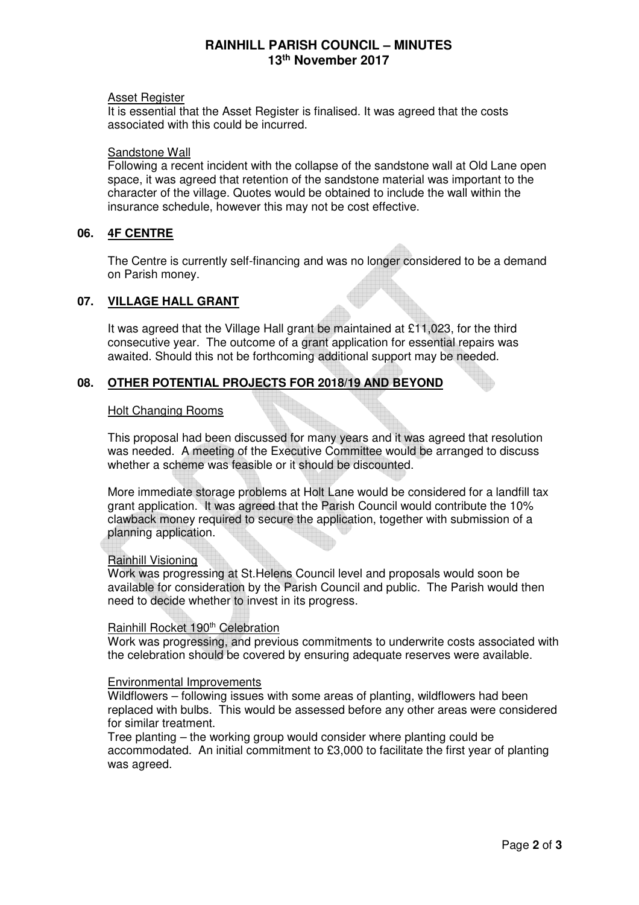Asset Register

It is essential that the Asset Register is finalised. It was agreed that the costs associated with this could be incurred.

Sandstone Wall

Following a recent incident with the collapse of the sandstone wall at Old Lane open space, it was agreed that retention of the sandstone material was important to the character of the village. Quotes would be obtained to include the wall within the insurance schedule, however this may not be cost effective.

## 06. 4F CENTRE

The Centre is currently self-financing and was no longer considered to be a demand on Parish money.

## 07. VILLAGE HALL GRANT

It was agreed that the Village Hall grant be maintained at £11,023, for the third consecutive year. The outcome of a grant application for essential repairs was awaited. Should this not be forthcoming additional support may be needed.

## 08. OTHER POTENTIAL PROJECTS FOR 2018/19 AND BEYOND

Holt Changing Rooms

This proposal had been discussed for many years and it was agreed that resolution was needed. A meeting of the Executive Committee would be arranged to discuss whether a scheme was feasible or it should be discounted.

More immediate storage problems at Holt Lane would be considered for a landfill tax grant application. It was agreed that the Parish Council would contribute the 10% clawback money required to secure the application, together with submission of a planning application.

Rainhill Visioning

Work was progressing at St.Helens Council level and proposals would soon be available for consideration by the Parish Council and public. The Parish would then need to decide whether to invest in its progress.

Rainhill Rocket 190th Celebration

Work was progressing, and previous commitments to underwrite costs associated with the celebration should be covered by ensuring adequate reserves were available.

Environmental Improvements

Wildflowers – following issues with some areas of planting, wildflowers had been replaced with bulbs. This would be assessed before any other areas were considered for similar treatment.

Tree planting – the working group would consider where planting could be accommodated. An initial commitment to £3,000 to facilitate the first year of planting was agreed.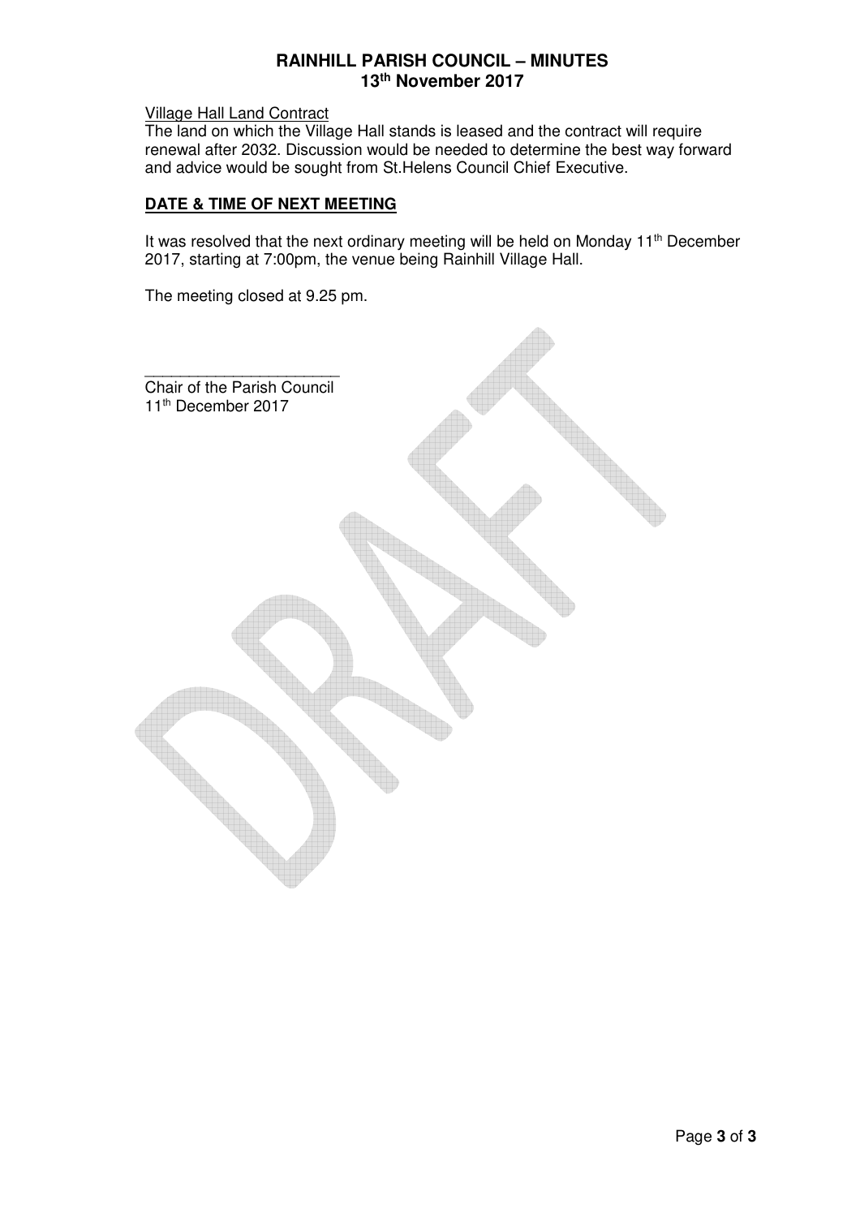Village Hall Land Contract

The land on which the Village Hall stands is leased and the contract will require renewal after 2032. Discussion would be needed to determine the best way forward and advice would be sought from St.Helens Council Chief Executive.

## DATE & TIME OF NEXT MEETING

It was resolved that the next ordinary meeting will be held on Monday 11th December 2017, starting at 7:00pm, the venue being Rainhill Village Hall.

The meeting closed at 9.25 pm.

\_\_\_\_\_\_\_\_\_\_\_\_\_\_\_\_\_\_\_\_\_\_\_\_

Chair of the Parish Council

11th December 2017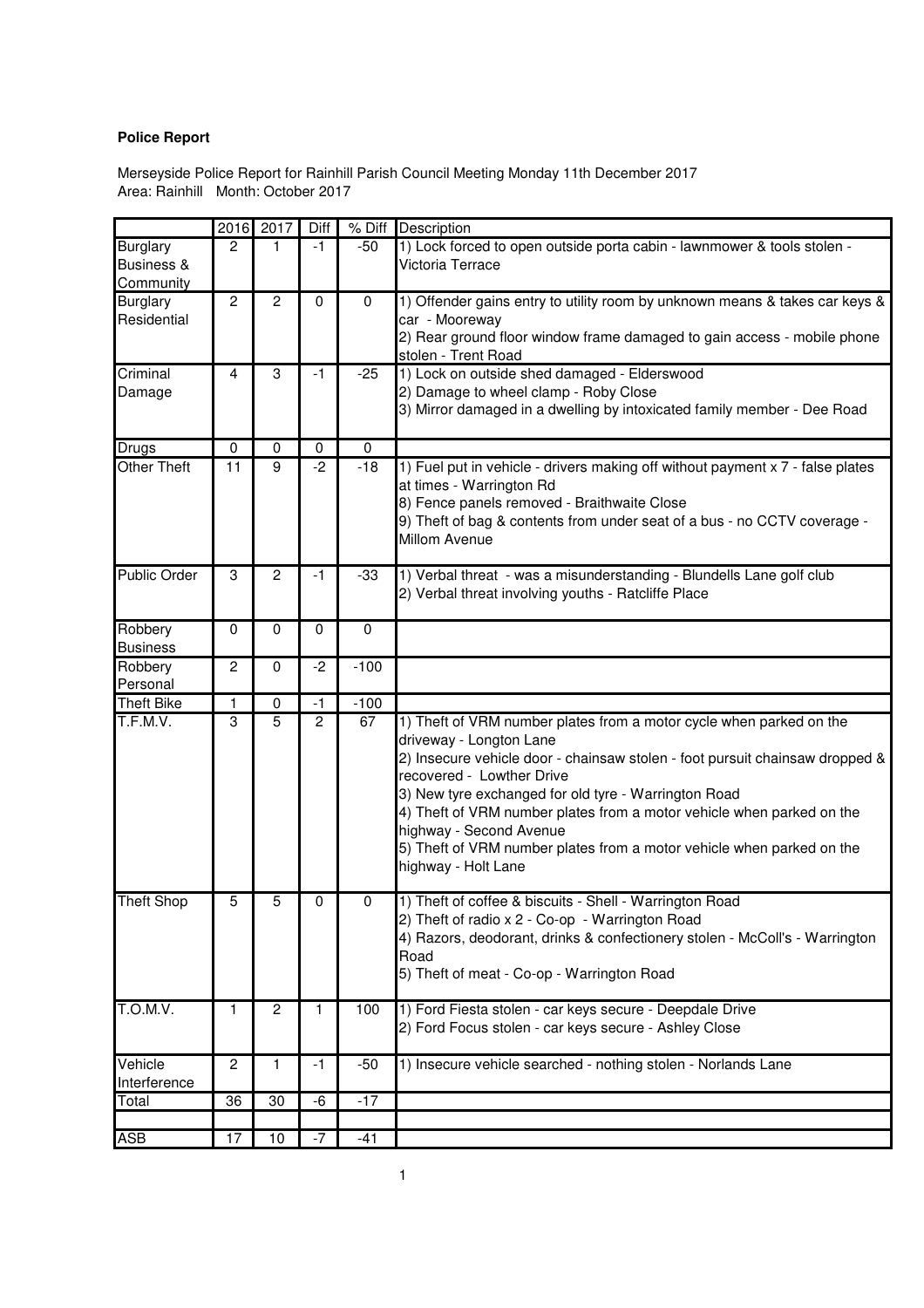**Police Report**

Merseyside Police Report for Rainhill Parish Council Meeting Monday 11th December 2017
Area: Rainhill  Month: October 2017

| | 2016 | 2017 | Diff | % Diff | Description |
|---|---|---|---|---|---|
| Burglary Business & Community | 2 | 1 | -1 | -50 | 1) Lock forced to open outside porta cabin - lawnmower & tools stolen - Victoria Terrace |
| Burglary Residential | 2 | 2 | 0 | 0 | 1) Offender gains entry to utility room by unknown means & takes car keys & car - Mooreway<br>2) Rear ground floor window frame damaged to gain access - mobile phone stolen - Trent Road |
| Criminal Damage | 4 | 3 | -1 | -25 | 1) Lock on outside shed damaged - Elderswood<br>2) Damage to wheel clamp - Roby Close<br>3) Mirror damaged in a dwelling by intoxicated family member - Dee Road |
| Drugs | 0 | 0 | 0 | 0 | |
| Other Theft | 11 | 9 | -2 | -18 | 1) Fuel put in vehicle - drivers making off without payment x 7 - false plates at times - Warrington Rd<br>8) Fence panels removed - Braithwaite Close<br>9) Theft of bag & contents from under seat of a bus - no CCTV coverage - Millom Avenue |
| Public Order | 3 | 2 | -1 | -33 | 1) Verbal threat - was a misunderstanding - Blundells Lane golf club<br>2) Verbal threat involving youths - Ratcliffe Place |
| Robbery Business | 0 | 0 | 0 | 0 | |
| Robbery Personal | 2 | 0 | -2 | -100 | |
| Theft Bike | 1 | 0 | -1 | -100 | |
| T.F.M.V. | 3 | 5 | 2 | 67 | 1) Theft of VRM number plates from a motor cycle when parked on the driveway - Longton Lane<br>2) Insecure vehicle door - chainsaw stolen - foot pursuit chainsaw dropped & recovered - Lowther Drive<br>3) New tyre exchanged for old tyre - Warrington Road<br>4) Theft of VRM number plates from a motor vehicle when parked on the highway - Second Avenue<br>5) Theft of VRM number plates from a motor vehicle when parked on the highway - Holt Lane |
| Theft Shop | 5 | 5 | 0 | 0 | 1) Theft of coffee & biscuits - Shell - Warrington Road<br>2) Theft of radio x 2 - Co-op - Warrington Road<br>4) Razors, deodorant, drinks & confectionery stolen - McColl's - Warrington Road<br>5) Theft of meat - Co-op - Warrington Road |
| T.O.M.V. | 1 | 2 | 1 | 100 | 1) Ford Fiesta stolen - car keys secure - Deepdale Drive<br>2) Ford Focus stolen - car keys secure - Ashley Close |
| Vehicle Interference | 2 | 1 | -1 | -50 | 1) Insecure vehicle searched - nothing stolen - Norlands Lane |
| Total | 36 | 30 | -6 | -17 | |
| | | | | | |
| ASB | 17 | 10 | -7 | -41 | |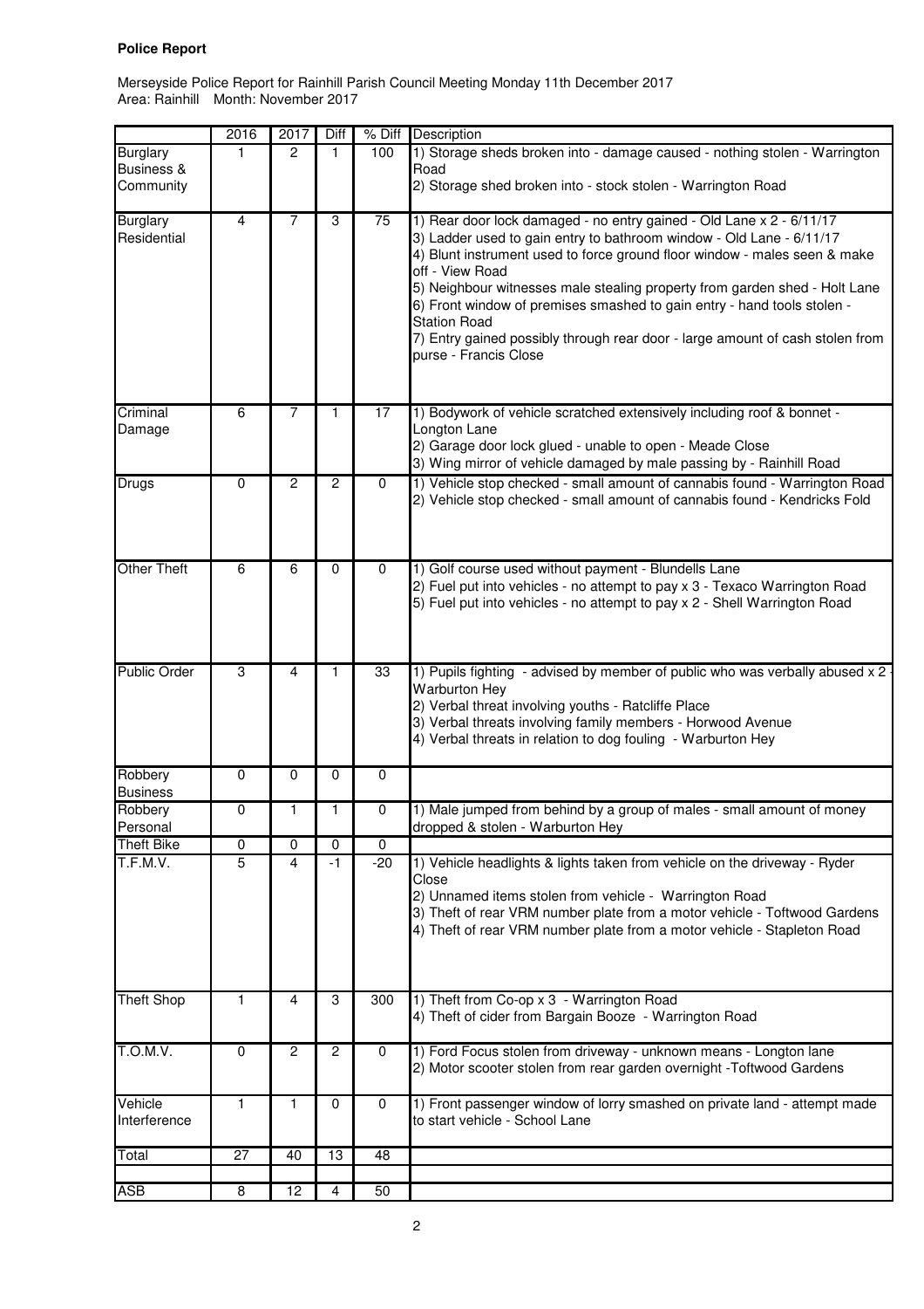**Police Report**

Merseyside Police Report for Rainhill Parish Council Meeting Monday 11th December 2017
Area: Rainhill Month: November 2017

| | 2016 | 2017 | Diff | % Diff | Description |
|---|---|---|---|---|---|
| Burglary Business & Community | 1 | 2 | 1 | 100 | 1) Storage sheds broken into - damage caused - nothing stolen - Warrington Road<br>2) Storage shed broken into - stock stolen - Warrington Road |
| Burglary Residential | 4 | 7 | 3 | 75 | 1) Rear door lock damaged - no entry gained - Old Lane x 2 - 6/11/17<br>3) Ladder used to gain entry to bathroom window - Old Lane - 6/11/17<br>4) Blunt instrument used to force ground floor window - males seen & make off - View Road<br>5) Neighbour witnesses male stealing property from garden shed - Holt Lane<br>6) Front window of premises smashed to gain entry - hand tools stolen - Station Road<br>7) Entry gained possibly through rear door - large amount of cash stolen from purse - Francis Close |
| Criminal Damage | 6 | 7 | 1 | 17 | 1) Bodywork of vehicle scratched extensively including roof & bonnet - Longton Lane<br>2) Garage door lock glued - unable to open - Meade Close<br>3) Wing mirror of vehicle damaged by male passing by - Rainhill Road |
| Drugs | 0 | 2 | 2 | 0 | 1) Vehicle stop checked - small amount of cannabis found - Warrington Road<br>2) Vehicle stop checked - small amount of cannabis found - Kendricks Fold |
| Other Theft | 6 | 6 | 0 | 0 | 1) Golf course used without payment - Blundells Lane<br>2) Fuel put into vehicles - no attempt to pay x 3 - Texaco Warrington Road<br>5) Fuel put into vehicles - no attempt to pay x 2 - Shell Warrington Road |
| Public Order | 3 | 4 | 1 | 33 | 1) Pupils fighting - advised by member of public who was verbally abused x 2 - Warburton Hey<br>2) Verbal threat involving youths - Ratcliffe Place<br>3) Verbal threats involving family members - Horwood Avenue<br>4) Verbal threats in relation to dog fouling - Warburton Hey |
| Robbery Business | 0 | 0 | 0 | 0 | |
| Robbery Personal | 0 | 1 | 1 | 0 | 1) Male jumped from behind by a group of males - small amount of money dropped & stolen - Warburton Hey |
| Theft Bike | 0 | 0 | 0 | 0 | |
| T.F.M.V. | 5 | 4 | -1 | -20 | 1) Vehicle headlights & lights taken from vehicle on the driveway - Ryder Close<br>2) Unnamed items stolen from vehicle - Warrington Road<br>3) Theft of rear VRM number plate from a motor vehicle - Toftwood Gardens<br>4) Theft of rear VRM number plate from a motor vehicle - Stapleton Road |
| Theft Shop | 1 | 4 | 3 | 300 | 1) Theft from Co-op x 3 - Warrington Road<br>4) Theft of cider from Bargain Booze - Warrington Road |
| T.O.M.V. | 0 | 2 | 2 | 0 | 1) Ford Focus stolen from driveway - unknown means - Longton lane<br>2) Motor scooter stolen from rear garden overnight -Toftwood Gardens |
| Vehicle Interference | 1 | 1 | 0 | 0 | 1) Front passenger window of lorry smashed on private land - attempt made to start vehicle - School Lane |
| Total | 27 | 40 | 13 | 48 | |
| | | | | | |
| ASB | 8 | 12 | 4 | 50 | |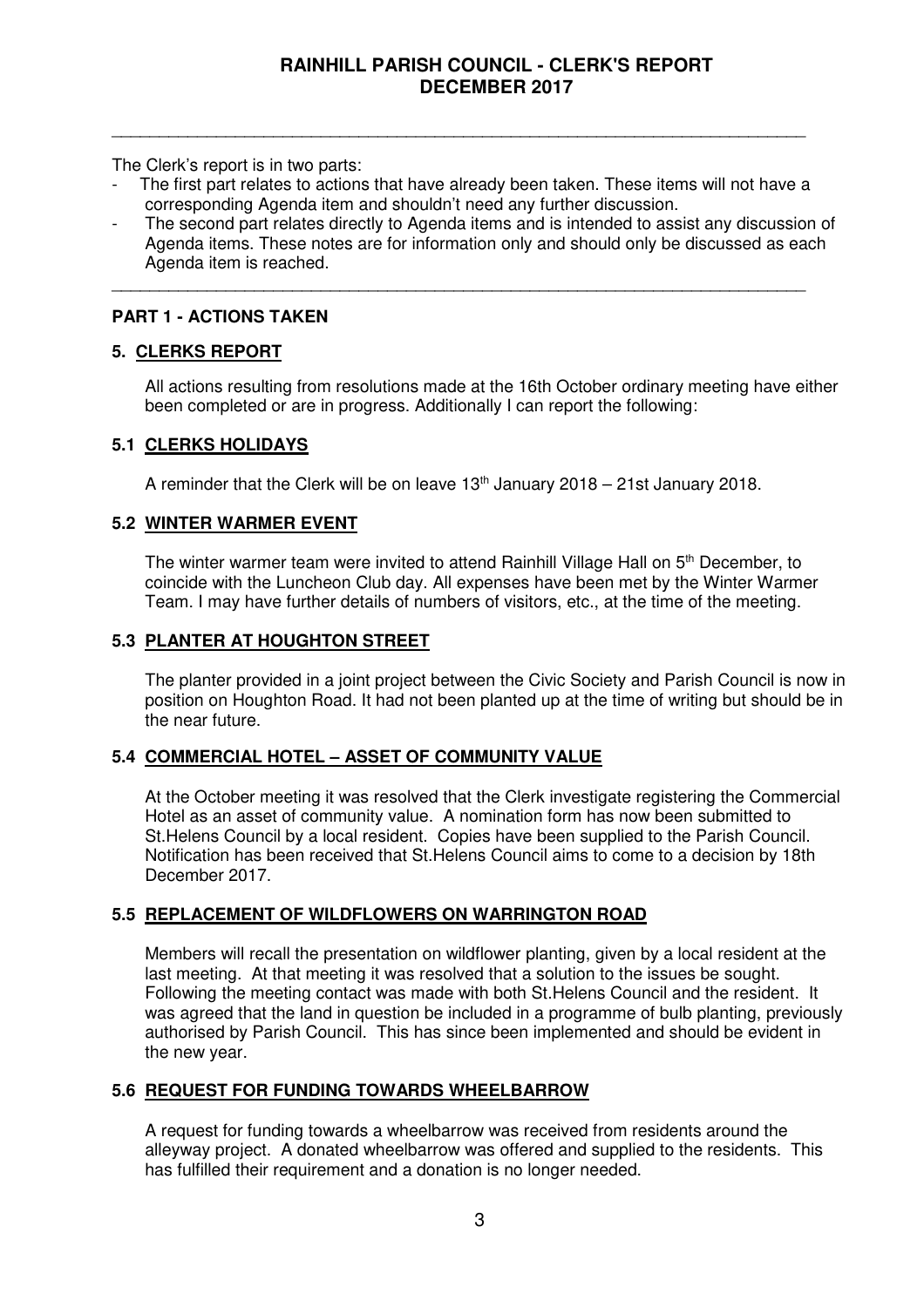# RAINHILL PARISH COUNCIL - CLERK'S REPORT DECEMBER 2017

---

The Clerk's report is in two parts:

- The first part relates to actions that have already been taken. These items will not have a corresponding Agenda item and shouldn't need any further discussion.
- The second part relates directly to Agenda items and is intended to assist any discussion of Agenda items. These notes are for information only and should only be discussed as each Agenda item is reached.

---

## PART 1 - ACTIONS TAKEN

### 5. CLERKS REPORT

All actions resulting from resolutions made at the 16th October ordinary meeting have either been completed or are in progress. Additionally I can report the following:

### 5.1 CLERKS HOLIDAYS

A reminder that the Clerk will be on leave 13th January 2018 – 21st January 2018.

### 5.2 WINTER WARMER EVENT

The winter warmer team were invited to attend Rainhill Village Hall on 5th December, to coincide with the Luncheon Club day. All expenses have been met by the Winter Warmer Team. I may have further details of numbers of visitors, etc., at the time of the meeting.

### 5.3 PLANTER AT HOUGHTON STREET

The planter provided in a joint project between the Civic Society and Parish Council is now in position on Houghton Road. It had not been planted up at the time of writing but should be in the near future.

### 5.4 COMMERCIAL HOTEL – ASSET OF COMMUNITY VALUE

At the October meeting it was resolved that the Clerk investigate registering the Commercial Hotel as an asset of community value. A nomination form has now been submitted to St.Helens Council by a local resident. Copies have been supplied to the Parish Council. Notification has been received that St.Helens Council aims to come to a decision by 18th December 2017.

### 5.5 REPLACEMENT OF WILDFLOWERS ON WARRINGTON ROAD

Members will recall the presentation on wildflower planting, given by a local resident at the last meeting. At that meeting it was resolved that a solution to the issues be sought. Following the meeting contact was made with both St.Helens Council and the resident. It was agreed that the land in question be included in a programme of bulb planting, previously authorised by Parish Council. This has since been implemented and should be evident in the new year.

### 5.6 REQUEST FOR FUNDING TOWARDS WHEELBARROW

A request for funding towards a wheelbarrow was received from residents around the alleyway project. A donated wheelbarrow was offered and supplied to the residents. This has fulfilled their requirement and a donation is no longer needed.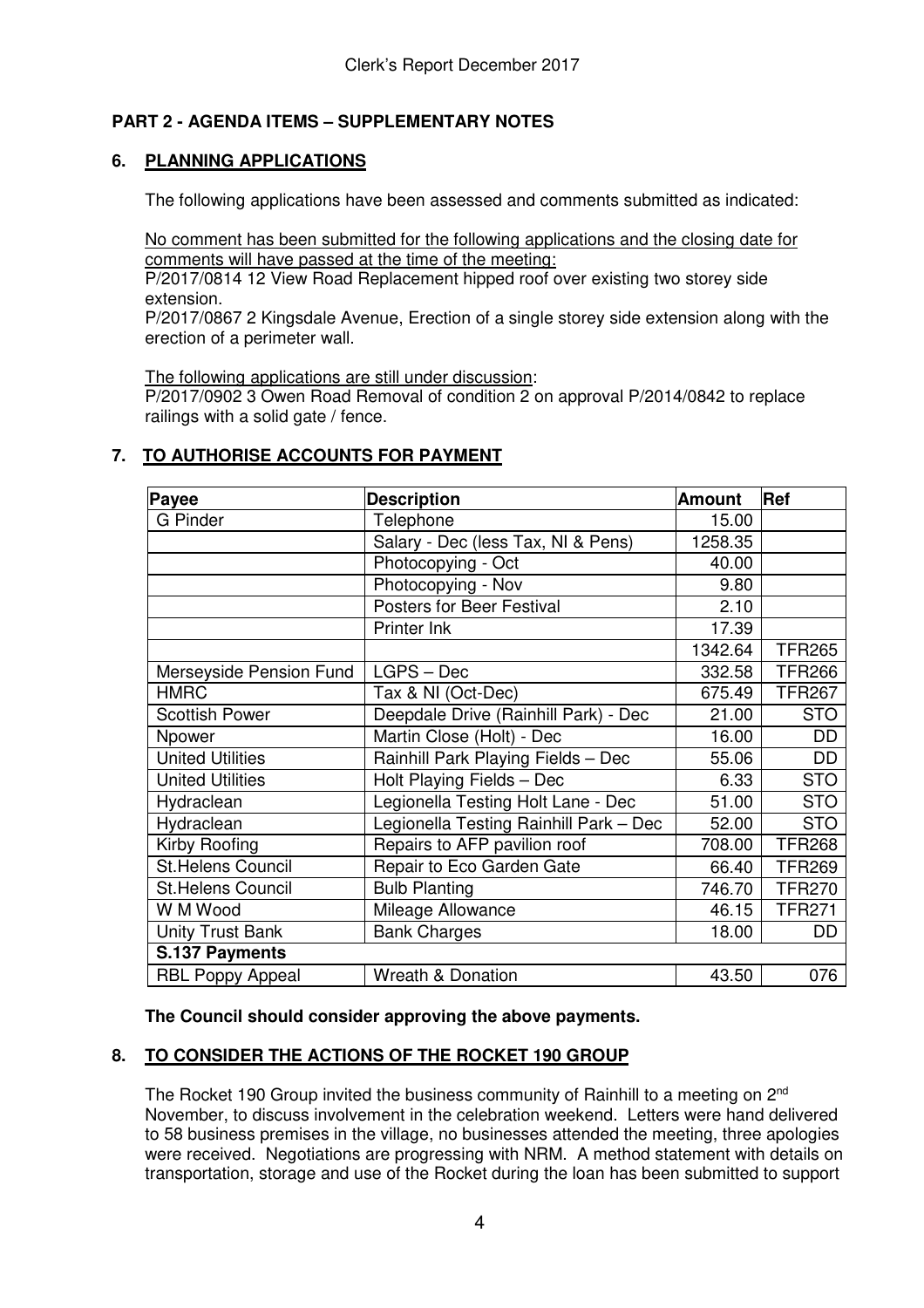## PART 2 - AGENDA ITEMS – SUPPLEMENTARY NOTES

### 6. PLANNING APPLICATIONS

The following applications have been assessed and comments submitted as indicated:

No comment has been submitted for the following applications and the closing date for comments will have passed at the time of the meeting:
P/2017/0814 12 View Road Replacement hipped roof over existing two storey side extension.
P/2017/0867 2 Kingsdale Avenue, Erection of a single storey side extension along with the erection of a perimeter wall.

The following applications are still under discussion:
P/2017/0902 3 Owen Road Removal of condition 2 on approval P/2014/0842 to replace railings with a solid gate / fence.

### 7. TO AUTHORISE ACCOUNTS FOR PAYMENT

| Payee | Description | Amount | Ref |
|---|---|---|---|
| G Pinder | Telephone | 15.00 | |
| | Salary - Dec (less Tax, NI & Pens) | 1258.35 | |
| | Photocopying - Oct | 40.00 | |
| | Photocopying - Nov | 9.80 | |
| | Posters for Beer Festival | 2.10 | |
| | Printer Ink | 17.39 | |
| | | 1342.64 | TFR265 |
| Merseyside Pension Fund | LGPS – Dec | 332.58 | TFR266 |
| HMRC | Tax & NI (Oct-Dec) | 675.49 | TFR267 |
| Scottish Power | Deepdale Drive (Rainhill Park) - Dec | 21.00 | STO |
| Npower | Martin Close (Holt) - Dec | 16.00 | DD |
| United Utilities | Rainhill Park Playing Fields – Dec | 55.06 | DD |
| United Utilities | Holt Playing Fields – Dec | 6.33 | STO |
| Hydraclean | Legionella Testing Holt Lane - Dec | 51.00 | STO |
| Hydraclean | Legionella Testing Rainhill Park – Dec | 52.00 | STO |
| Kirby Roofing | Repairs to AFP pavilion roof | 708.00 | TFR268 |
| St.Helens Council | Repair to Eco Garden Gate | 66.40 | TFR269 |
| St.Helens Council | Bulb Planting | 746.70 | TFR270 |
| W M Wood | Mileage Allowance | 46.15 | TFR271 |
| Unity Trust Bank | Bank Charges | 18.00 | DD |
| **S.137 Payments** | | | |
| RBL Poppy Appeal | Wreath & Donation | 43.50 | 076 |

**The Council should consider approving the above payments.**

### 8. TO CONSIDER THE ACTIONS OF THE ROCKET 190 GROUP

The Rocket 190 Group invited the business community of Rainhill to a meeting on 2nd November, to discuss involvement in the celebration weekend. Letters were hand delivered to 58 business premises in the village, no businesses attended the meeting, three apologies were received. Negotiations are progressing with NRM. A method statement with details on transportation, storage and use of the Rocket during the loan has been submitted to support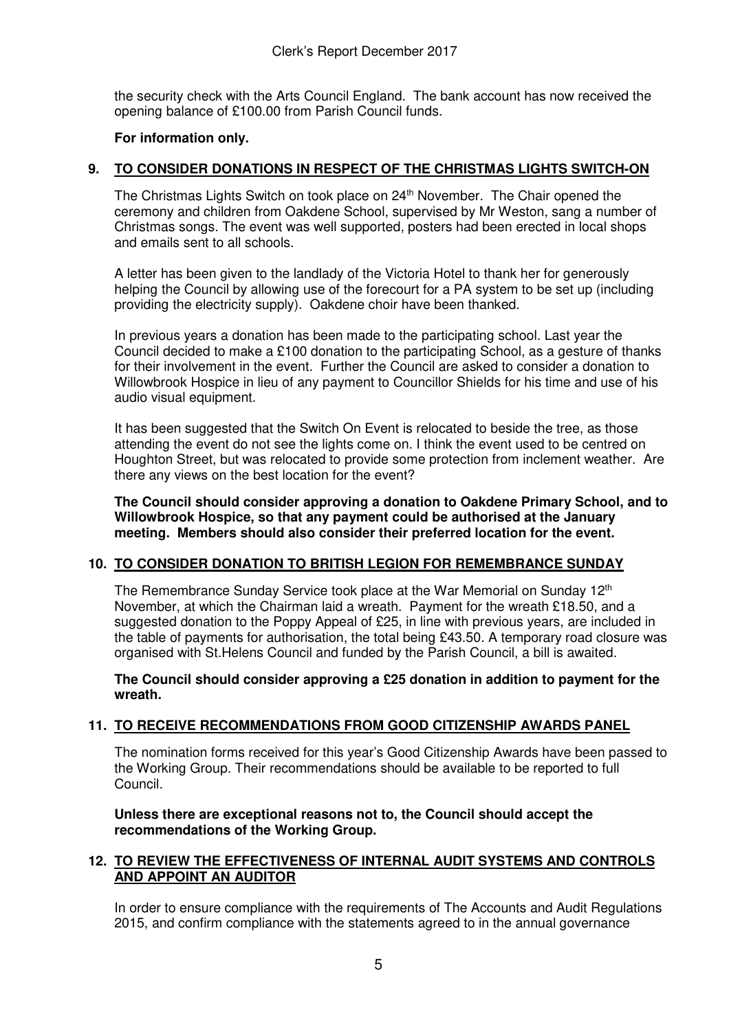the security check with the Arts Council England. The bank account has now received the opening balance of £100.00 from Parish Council funds.

**For information only.**

## 9. TO CONSIDER DONATIONS IN RESPECT OF THE CHRISTMAS LIGHTS SWITCH-ON

The Christmas Lights Switch on took place on 24th November. The Chair opened the ceremony and children from Oakdene School, supervised by Mr Weston, sang a number of Christmas songs. The event was well supported, posters had been erected in local shops and emails sent to all schools.

A letter has been given to the landlady of the Victoria Hotel to thank her for generously helping the Council by allowing use of the forecourt for a PA system to be set up (including providing the electricity supply). Oakdene choir have been thanked.

In previous years a donation has been made to the participating school. Last year the Council decided to make a £100 donation to the participating School, as a gesture of thanks for their involvement in the event. Further the Council are asked to consider a donation to Willowbrook Hospice in lieu of any payment to Councillor Shields for his time and use of his audio visual equipment.

It has been suggested that the Switch On Event is relocated to beside the tree, as those attending the event do not see the lights come on. I think the event used to be centred on Houghton Street, but was relocated to provide some protection from inclement weather. Are there any views on the best location for the event?

**The Council should consider approving a donation to Oakdene Primary School, and to Willowbrook Hospice, so that any payment could be authorised at the January meeting. Members should also consider their preferred location for the event.**

## 10. TO CONSIDER DONATION TO BRITISH LEGION FOR REMEMBRANCE SUNDAY

The Remembrance Sunday Service took place at the War Memorial on Sunday 12th November, at which the Chairman laid a wreath. Payment for the wreath £18.50, and a suggested donation to the Poppy Appeal of £25, in line with previous years, are included in the table of payments for authorisation, the total being £43.50. A temporary road closure was organised with St.Helens Council and funded by the Parish Council, a bill is awaited.

**The Council should consider approving a £25 donation in addition to payment for the wreath.**

## 11. TO RECEIVE RECOMMENDATIONS FROM GOOD CITIZENSHIP AWARDS PANEL

The nomination forms received for this year's Good Citizenship Awards have been passed to the Working Group. Their recommendations should be available to be reported to full Council.

**Unless there are exceptional reasons not to, the Council should accept the recommendations of the Working Group.**

## 12. TO REVIEW THE EFFECTIVENESS OF INTERNAL AUDIT SYSTEMS AND CONTROLS AND APPOINT AN AUDITOR

In order to ensure compliance with the requirements of The Accounts and Audit Regulations 2015, and confirm compliance with the statements agreed to in the annual governance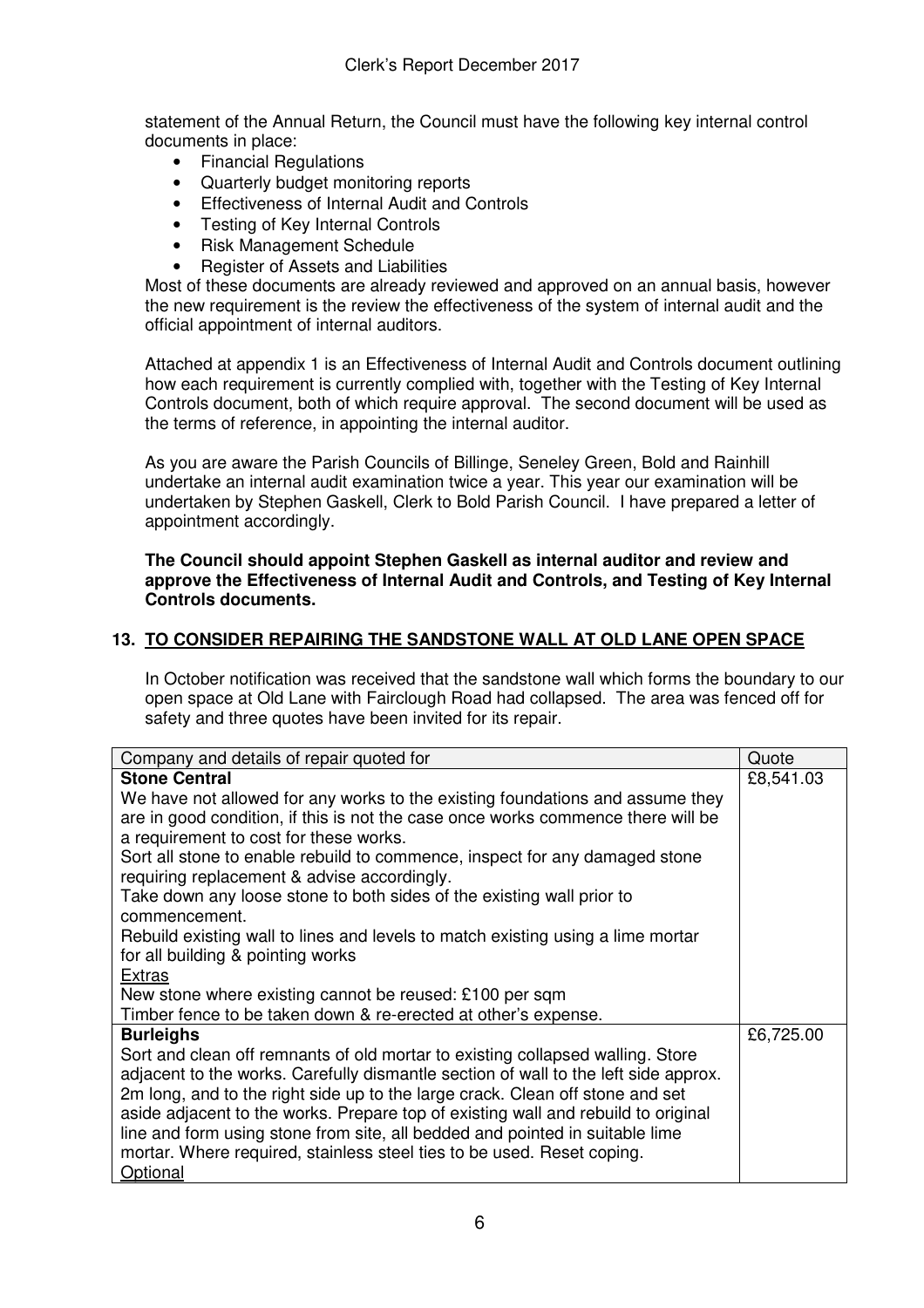statement of the Annual Return, the Council must have the following key internal control documents in place:

- Financial Regulations
- Quarterly budget monitoring reports
- Effectiveness of Internal Audit and Controls
- Testing of Key Internal Controls
- Risk Management Schedule
- Register of Assets and Liabilities

Most of these documents are already reviewed and approved on an annual basis, however the new requirement is the review the effectiveness of the system of internal audit and the official appointment of internal auditors.

Attached at appendix 1 is an Effectiveness of Internal Audit and Controls document outlining how each requirement is currently complied with, together with the Testing of Key Internal Controls document, both of which require approval. The second document will be used as the terms of reference, in appointing the internal auditor.

As you are aware the Parish Councils of Billinge, Seneley Green, Bold and Rainhill undertake an internal audit examination twice a year. This year our examination will be undertaken by Stephen Gaskell, Clerk to Bold Parish Council. I have prepared a letter of appointment accordingly.

**The Council should appoint Stephen Gaskell as internal auditor and review and approve the Effectiveness of Internal Audit and Controls, and Testing of Key Internal Controls documents.**

## 13. TO CONSIDER REPAIRING THE SANDSTONE WALL AT OLD LANE OPEN SPACE

In October notification was received that the sandstone wall which forms the boundary to our open space at Old Lane with Fairclough Road had collapsed. The area was fenced off for safety and three quotes have been invited for its repair.

| Company and details of repair quoted for | Quote |
|---|---|
| **Stone Central**<br>We have not allowed for any works to the existing foundations and assume they are in good condition, if this is not the case once works commence there will be a requirement to cost for these works.<br>Sort all stone to enable rebuild to commence, inspect for any damaged stone requiring replacement & advise accordingly.<br>Take down any loose stone to both sides of the existing wall prior to commencement.<br>Rebuild existing wall to lines and levels to match existing using a lime mortar for all building & pointing works<br>Extras<br>New stone where existing cannot be reused: £100 per sqm<br>Timber fence to be taken down & re-erected at other's expense. | £8,541.03 |
| **Burleighs**<br>Sort and clean off remnants of old mortar to existing collapsed walling. Store adjacent to the works. Carefully dismantle section of wall to the left side approx. 2m long, and to the right side up to the large crack. Clean off stone and set aside adjacent to the works. Prepare top of existing wall and rebuild to original line and form using stone from site, all bedded and pointed in suitable lime mortar. Where required, stainless steel ties to be used. Reset coping.<br>Optional | £6,725.00 |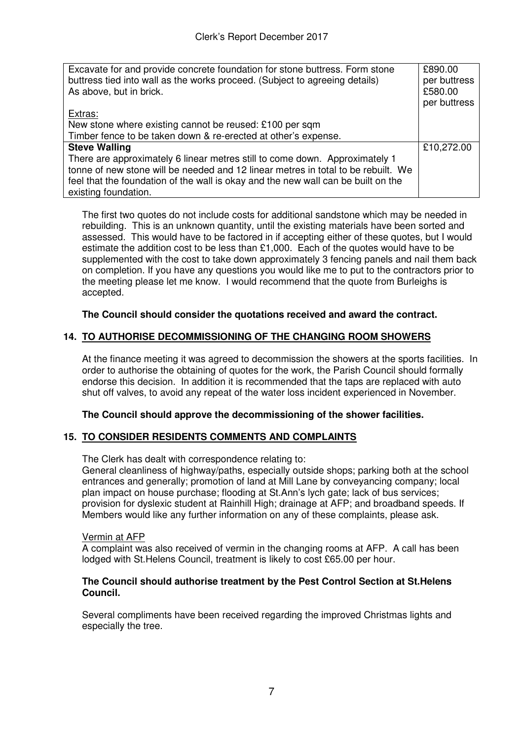| | |
|---|---|
| Excavate for and provide concrete foundation for stone buttress. Form stone buttress tied into wall as the works proceed. (Subject to agreeing details)<br>As above, but in brick.<br><br><u>Extras:</u><br>New stone where existing cannot be reused: £100 per sqm<br>Timber fence to be taken down & re-erected at other's expense. | £890.00 per buttress<br>£580.00 per buttress |
| **Steve Walling**<br>There are approximately 6 linear metres still to come down. Approximately 1 tonne of new stone will be needed and 12 linear metres in total to be rebuilt. We feel that the foundation of the wall is okay and the new wall can be built on the existing foundation. | £10,272.00 |

The first two quotes do not include costs for additional sandstone which may be needed in rebuilding. This is an unknown quantity, until the existing materials have been sorted and assessed. This would have to be factored in if accepting either of these quotes, but I would estimate the addition cost to be less than £1,000. Each of the quotes would have to be supplemented with the cost to take down approximately 3 fencing panels and nail them back on completion. If you have any questions you would like me to put to the contractors prior to the meeting please let me know. I would recommend that the quote from Burleighs is accepted.

**The Council should consider the quotations received and award the contract.**

## 14. TO AUTHORISE DECOMMISSIONING OF THE CHANGING ROOM SHOWERS

At the finance meeting it was agreed to decommission the showers at the sports facilities. In order to authorise the obtaining of quotes for the work, the Parish Council should formally endorse this decision. In addition it is recommended that the taps are replaced with auto shut off valves, to avoid any repeat of the water loss incident experienced in November.

**The Council should approve the decommissioning of the shower facilities.**

## 15. TO CONSIDER RESIDENTS COMMENTS AND COMPLAINTS

The Clerk has dealt with correspondence relating to:
General cleanliness of highway/paths, especially outside shops; parking both at the school entrances and generally; promotion of land at Mill Lane by conveyancing company; local plan impact on house purchase; flooding at St.Ann's lych gate; lack of bus services; provision for dyslexic student at Rainhill High; drainage at AFP; and broadband speeds. If Members would like any further information on any of these complaints, please ask.

<u>Vermin at AFP</u>
A complaint was also received of vermin in the changing rooms at AFP. A call has been lodged with St.Helens Council, treatment is likely to cost £65.00 per hour.

**The Council should authorise treatment by the Pest Control Section at St.Helens Council.**

Several compliments have been received regarding the improved Christmas lights and especially the tree.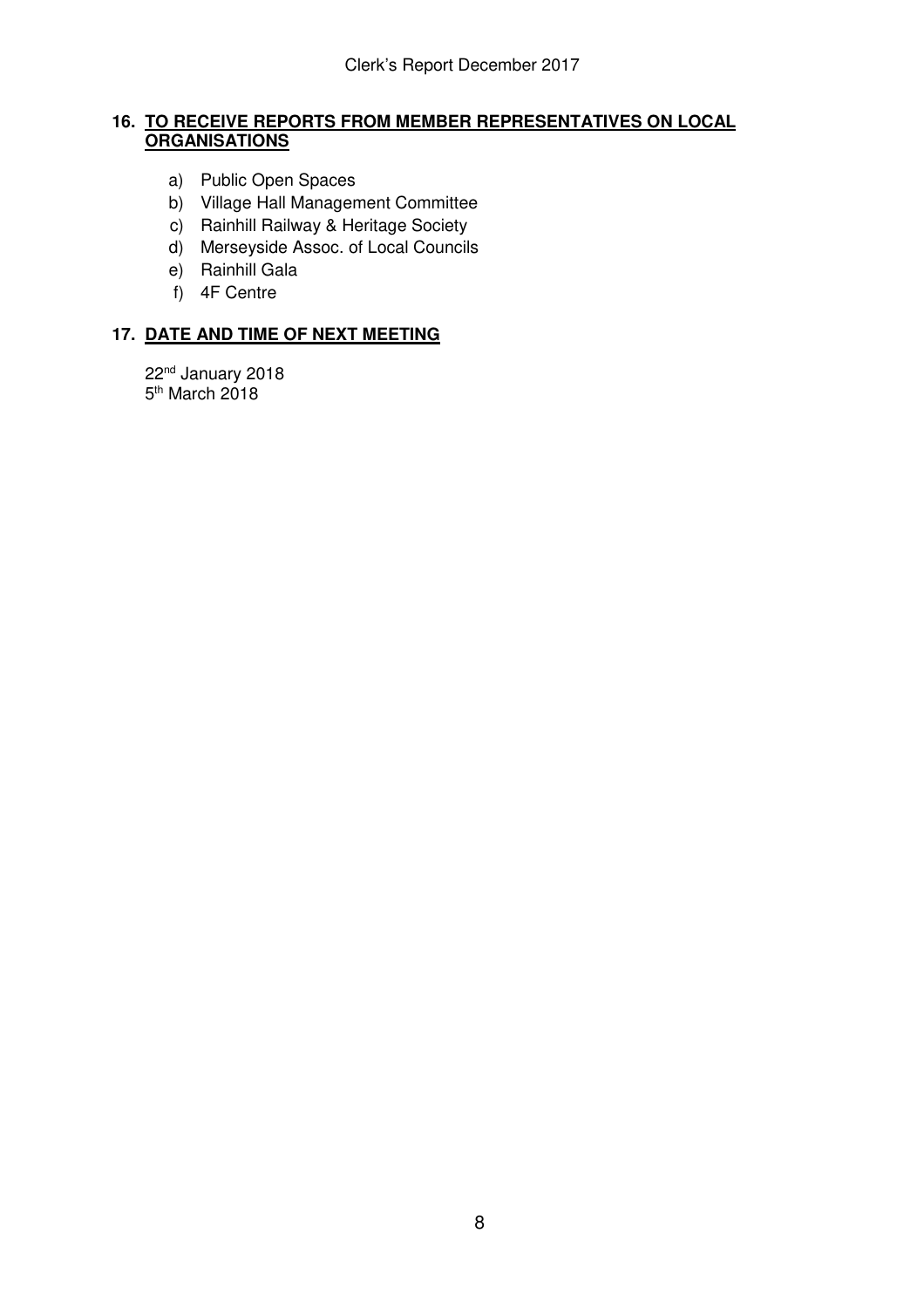## 16. TO RECEIVE REPORTS FROM MEMBER REPRESENTATIVES ON LOCAL ORGANISATIONS

a) Public Open Spaces
b) Village Hall Management Committee
c) Rainhill Railway & Heritage Society
d) Merseyside Assoc. of Local Councils
e) Rainhill Gala
f) 4F Centre

## 17. DATE AND TIME OF NEXT MEETING

22nd January 2018
5th March 2018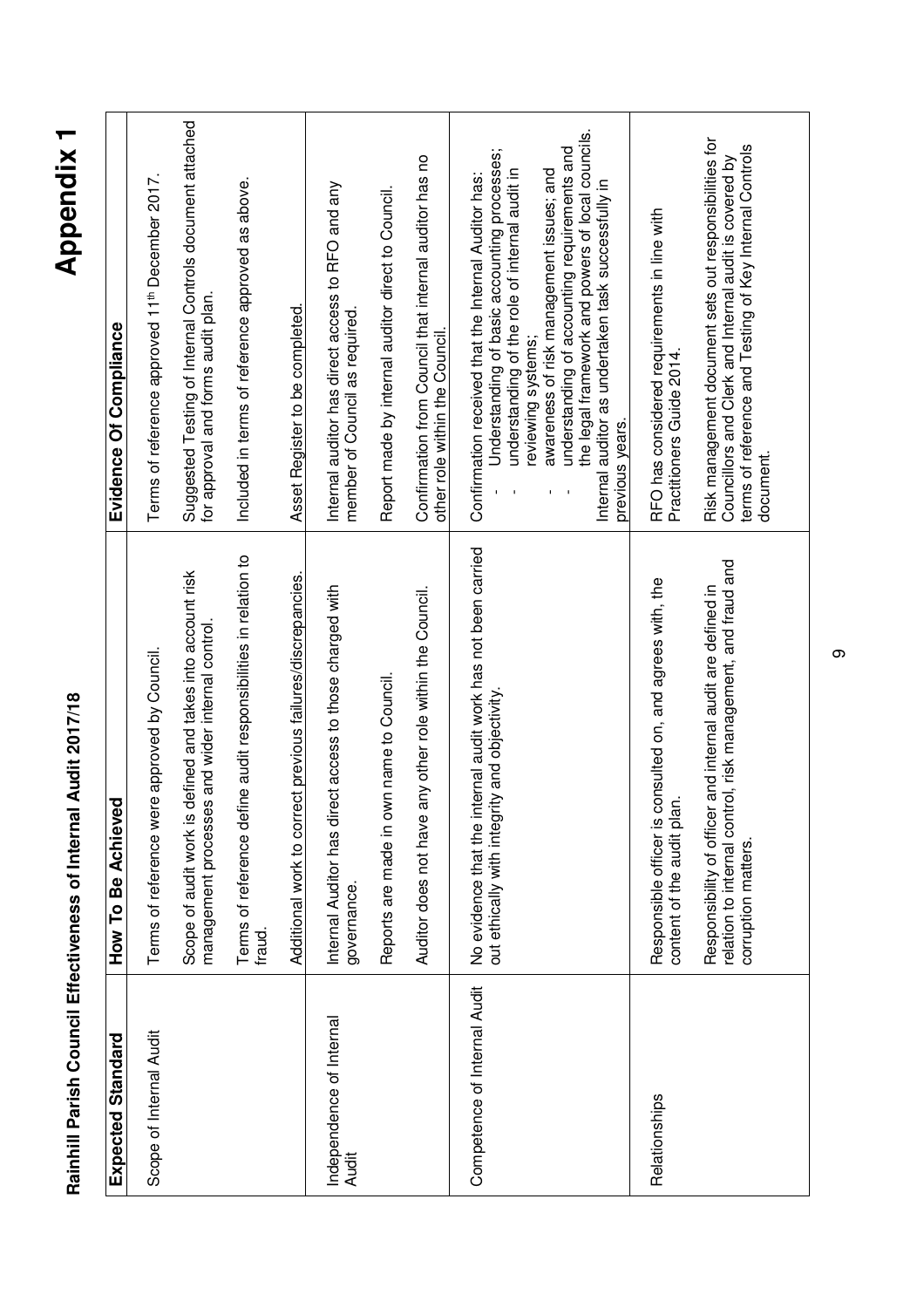# Rainhill Parish Council Effectiveness of Internal Audit 2017/18

**Appendix 1**

| Expected Standard | How To Be Achieved | Evidence Of Compliance |
|---|---|---|
| Scope of Internal Audit | Terms of reference were approved by Council. | Terms of reference approved 11th December 2017. |
| | Scope of audit work is defined and takes into account risk management processes and wider internal control. | Suggested Testing of Internal Controls document attached for approval and forms audit plan. |
| | Terms of reference define audit responsibilities in relation to fraud. | Included in terms of reference approved as above. |
| | Additional work to correct previous failures/discrepancies. | Asset Register to be completed. |
| Independence of Internal Audit | Internal Auditor has direct access to those charged with governance. | Internal auditor has direct access to RFO and any member of Council as required. |
| | Reports are made in own name to Council. | Report made by internal auditor direct to Council. |
| | Auditor does not have any other role within the Council. | Confirmation from Council that internal auditor has no other role within the Council. |
| Competence of Internal Audit | No evidence that the internal audit work has not been carried out ethically with integrity and objectivity. | Confirmation received that the Internal Auditor has:<br>- Understanding of basic accounting processes;<br>- understanding of the role of internal audit in reviewing systems;<br>- awareness of risk management issues; and<br>- understanding of accounting requirements and the legal framework and powers of local councils.<br>Internal auditor as undertaken task successfully in previous years. |
| Relationships | Responsible officer is consulted on, and agrees with, the content of the audit plan. | RFO has considered requirements in line with Practitioners Guide 2014. |
| | Responsibility of officer and internal audit are defined in relation to internal control, risk management, and fraud and corruption matters. | Risk management document sets out responsibilities for Councillors and Clerk and Internal audit is covered by terms of reference and Testing of Key Internal Controls document. |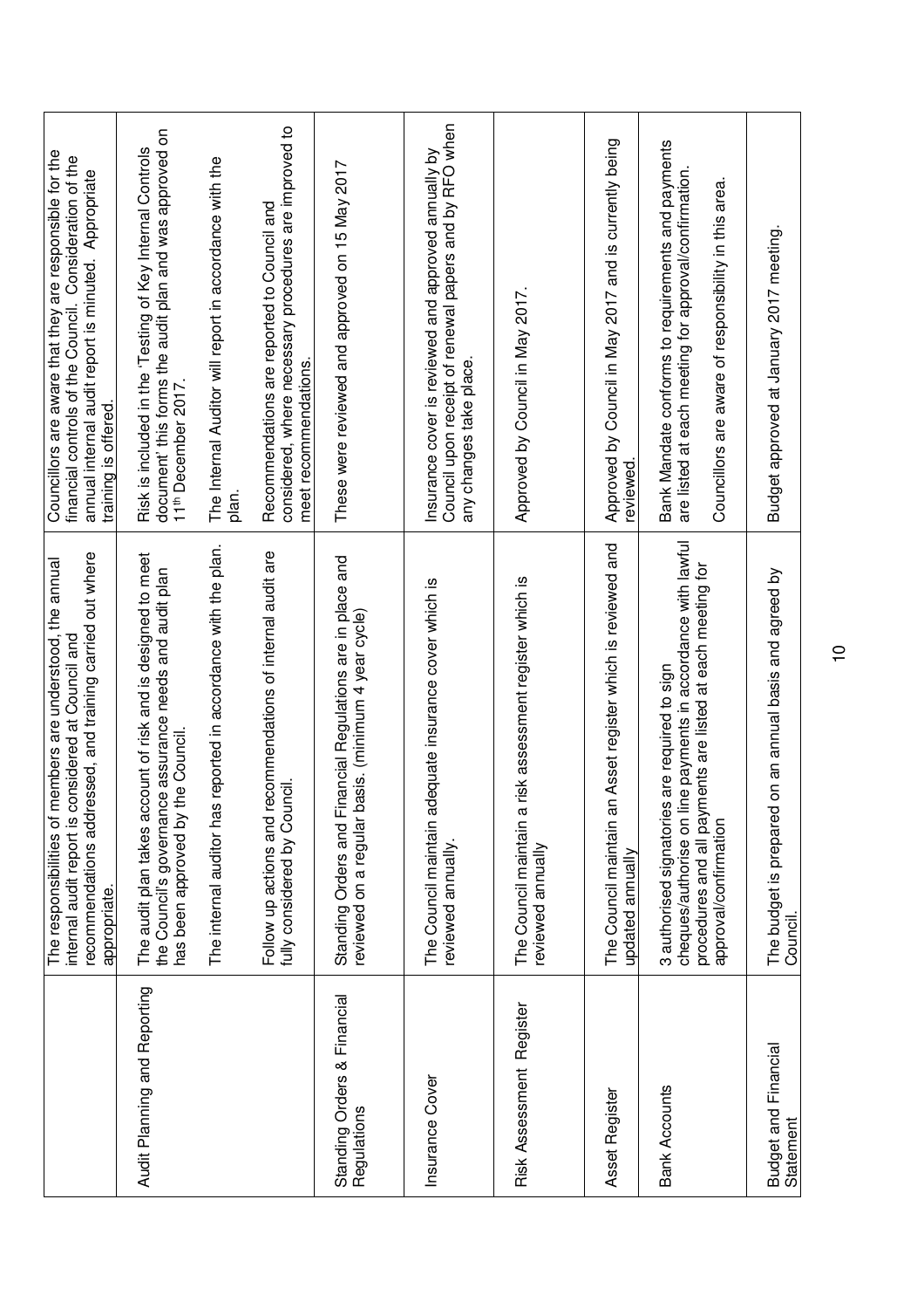|  |  |  |
|---|---|---|
|  | The responsibilities of members are understood, the annual internal audit report is considered at Council and recommendations addressed, and training carried out where appropriate. | Councillors are aware that they are responsible for the financial controls of the Council. Consideration of the annual internal audit report is minuted. Appropriate training is offered. |
| Audit Planning and Reporting | The audit plan takes account of risk and is designed to meet the Council's governance assurance needs and audit plan has been approved by the Council. | Risk is included in the 'Testing of Key Internal Controls document' this forms the audit plan and was approved on 11th December 2017. |
|  | The internal auditor has reported in accordance with the plan. | The Internal Auditor will report in accordance with the plan. |
|  | Follow up actions and recommendations of internal audit are fully considered by Council. | Recommendations are reported to Council and considered, where necessary procedures are improved to meet recommendations. |
| Standing Orders & Financial Regulations | Standing Orders and Financial Regulations are in place and reviewed on a regular basis. (minimum 4 year cycle) | These were reviewed and approved on 15 May 2017 |
| Insurance Cover | The Council maintain adequate insurance cover which is reviewed annually. | Insurance cover is reviewed and approved annually by Council upon receipt of renewal papers and by RFO when any changes take place. |
| Risk Assessment Register | The Council maintain a risk assessment register which is reviewed annually | Approved by Council in May 2017. |
| Asset Register | The Council maintain an Asset register which is reviewed and updated annually | Approved by Council in May 2017 and is currently being reviewed. |
| Bank Accounts | 3 authorised signatories are required to sign cheques/authorise on line payments in accordance with lawful procedures and all payments are listed at each meeting for approval/confirmation | Bank Mandate conforms to requirements and payments are listed at each meeting for approval/confirmation.<br><br>Councillors are aware of responsibility in this area. |
| Budget and Financial Statement | The budget is prepared on an annual basis and agreed by Council. | Budget approved at January 2017 meeting. |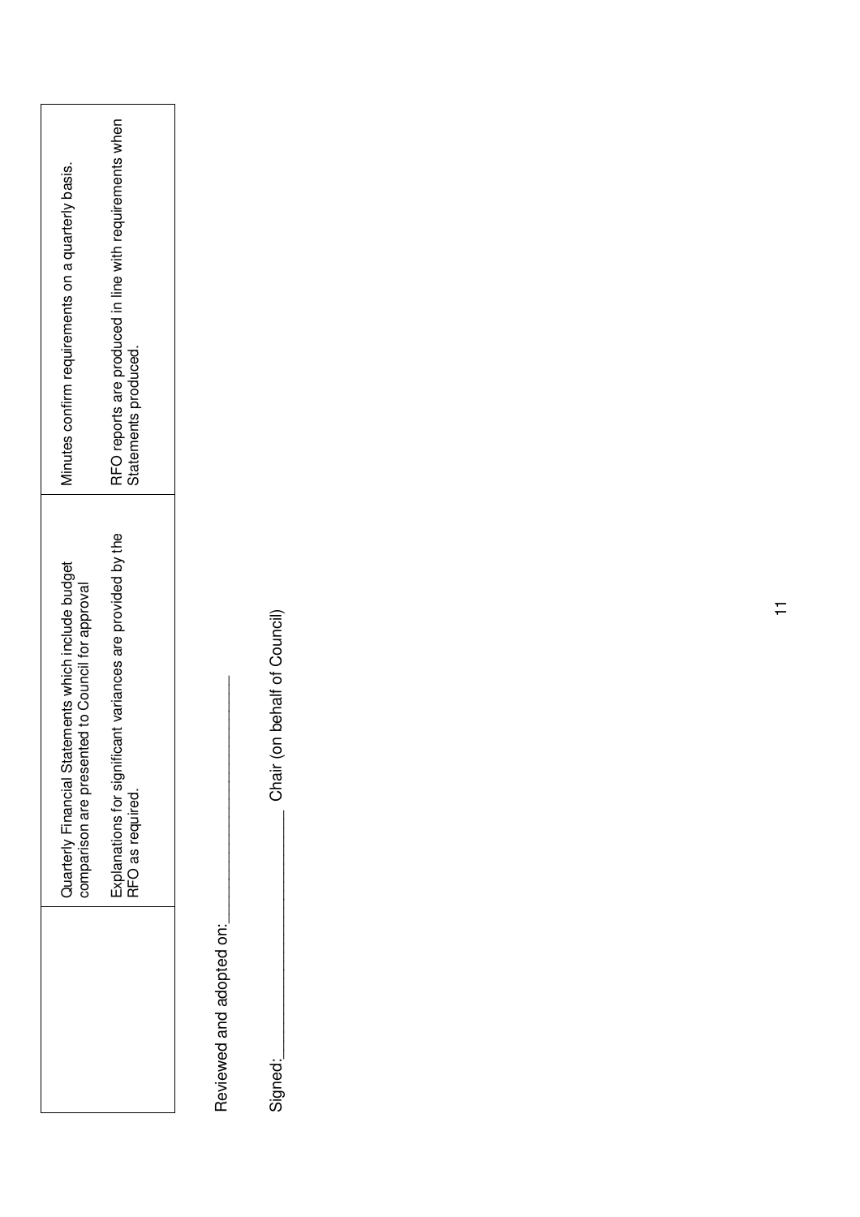| | | |
|---|---|---|
| | Quarterly Financial Statements which include budget comparison are presented to Council for approval | Minutes confirm requirements on a quarterly basis. |
| | Explanations for significant variances are provided by the RFO as required. | RFO reports are produced in line with requirements when Statements produced. |

Reviewed and adopted on:\_\_\_\_\_\_\_\_\_\_\_\_\_\_\_\_\_\_\_\_

Signed:\_\_\_\_\_\_\_\_\_\_\_\_\_\_\_\_\_\_\_\_ Chair (on behalf of Council)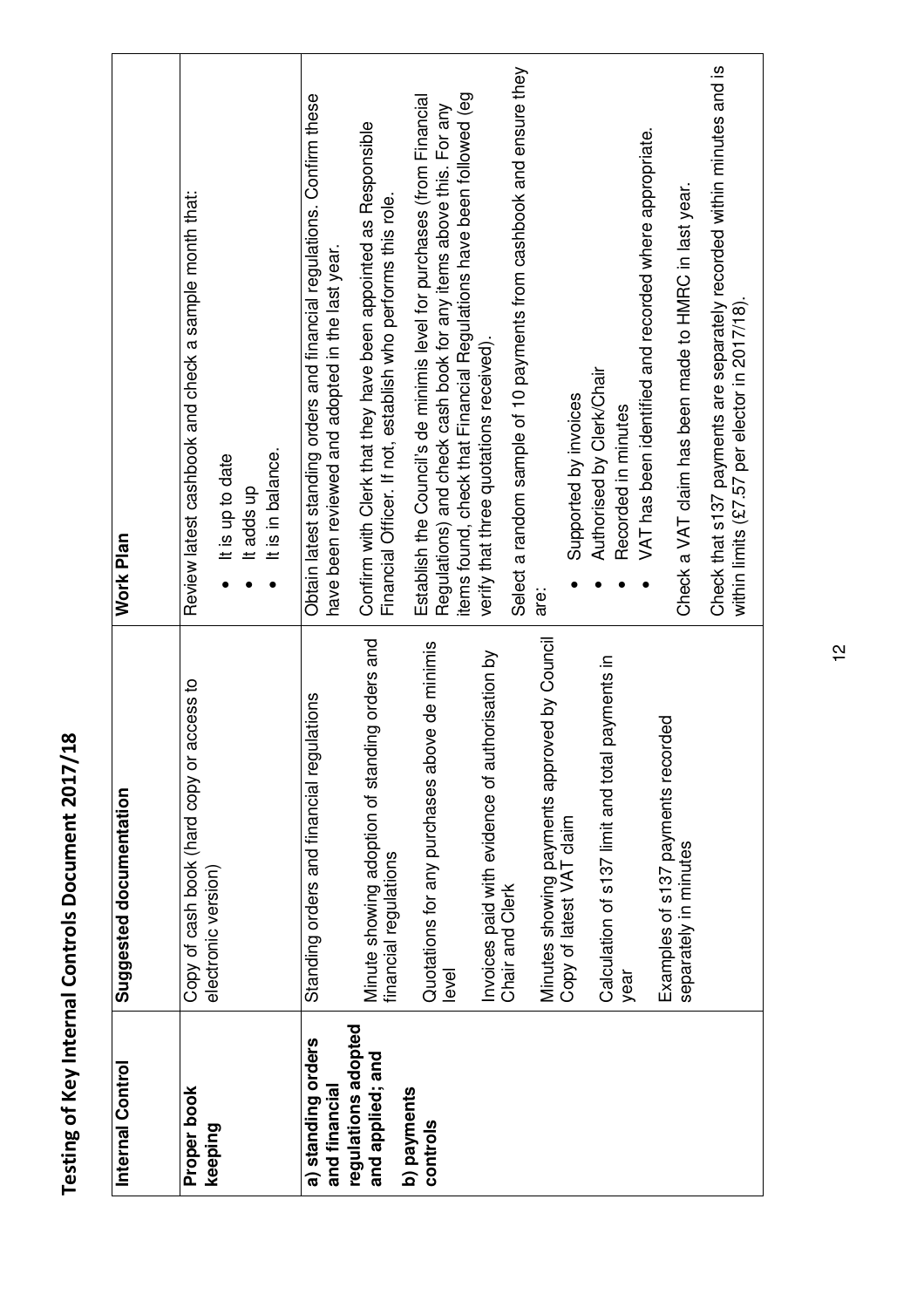# Testing of Key Internal Controls Document 2017/18

| Internal Control | Suggested documentation | Work Plan |
|---|---|---|
| **Proper book keeping** | Copy of cash book (hard copy or access to electronic version) | Review latest cashbook and check a sample month that:<br>• It is up to date<br>• It adds up<br>• It is in balance. |
| **a) standing orders and financial regulations adopted and applied; and**<br><br>**b) payments controls** | Standing orders and financial regulations<br><br>Minute showing adoption of standing orders and financial regulations<br><br>Quotations for any purchases above de minimis level<br><br>Invoices paid with evidence of authorisation by Chair and Clerk<br><br>Minutes showing payments approved by Council<br><br>Copy of latest VAT claim<br><br>Calculation of s137 limit and total payments in year<br><br>Examples of s137 payments recorded separately in minutes | Obtain latest standing orders and financial regulations. Confirm these have been reviewed and adopted in the last year.<br><br>Confirm with Clerk that they have been appointed as Responsible Financial Officer. If not, establish who performs this role.<br><br>Establish the Council's de minimis level for purchases (from Financial Regulations) and check cash book for any items above this. For any items found, check that Financial Regulations have been followed (eg verify that three quotations received).<br><br>Select a random sample of 10 payments from cashbook and ensure they are:<br>• Supported by invoices<br>• Authorised by Clerk/Chair<br>• Recorded in minutes<br>• VAT has been identified and recorded where appropriate.<br><br>Check a VAT claim has been made to HMRC in last year.<br><br>Check that s137 payments are separately recorded within minutes and is within limits (£7.57 per elector in 2017/18). |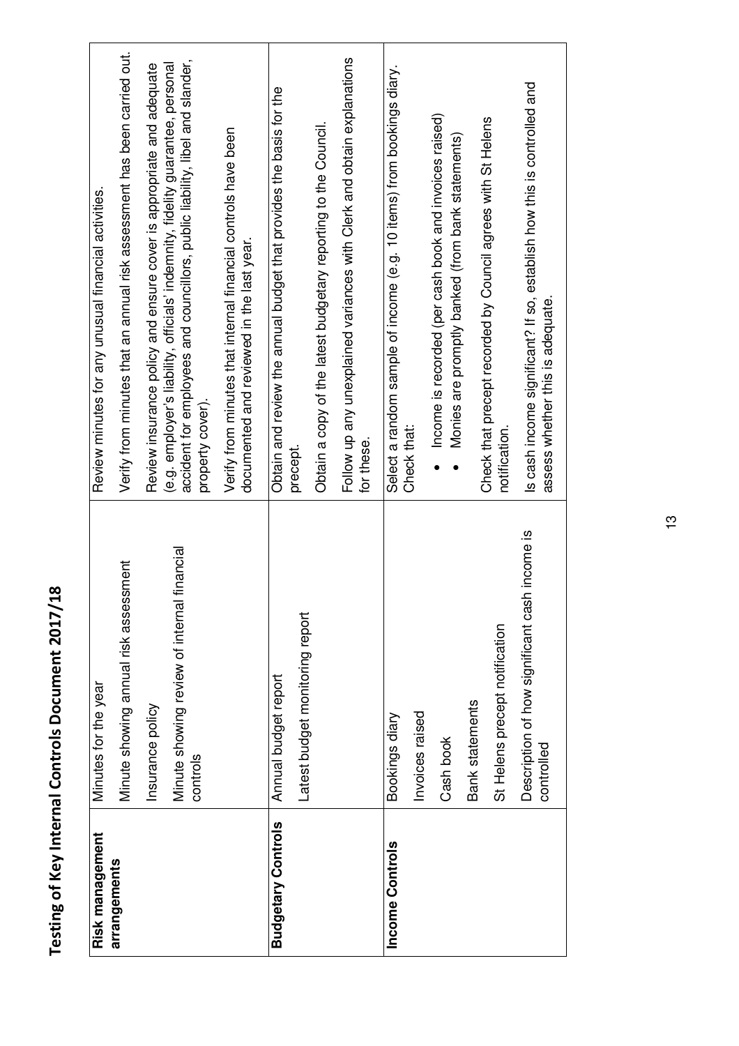# Testing of Key Internal Controls Document 2017/18

| | | |
|---|---|---|
| **Risk management arrangements** | Minutes for the year<br><br>Minute showing annual risk assessment<br><br>Insurance policy<br><br>Minute showing review of internal financial controls | Review minutes for any unusual financial activities.<br><br>Verify from minutes that an annual risk assessment has been carried out.<br><br>Review insurance policy and ensure cover is appropriate and adequate (e.g. employer's liability, officials' indemnity, fidelity guarantee, personal accident for employees and councillors, public liability, libel and slander, property cover).<br><br>Verify from minutes that internal financial controls have been documented and reviewed in the last year. |
| **Budgetary Controls** | Annual budget report<br><br>Latest budget monitoring report | Obtain and review the annual budget that provides the basis for the precept.<br><br>Obtain a copy of the latest budgetary reporting to the Council.<br><br>Follow up any unexplained variances with Clerk and obtain explanations for these. |
| **Income Controls** | Bookings diary<br><br>Invoices raised<br><br>Cash book<br><br>Bank statements<br><br>St Helens precept notification<br><br>Description of how significant cash income is controlled | Select a random sample of income (e.g. 10 items) from bookings diary. Check that:<br><br>• Income is recorded (per cash book and invoices raised)<br>• Monies are promptly banked (from bank statements)<br><br>Check that precept recorded by Council agrees with St Helens notification.<br><br>Is cash income significant? If so, establish how this is controlled and assess whether this is adequate. |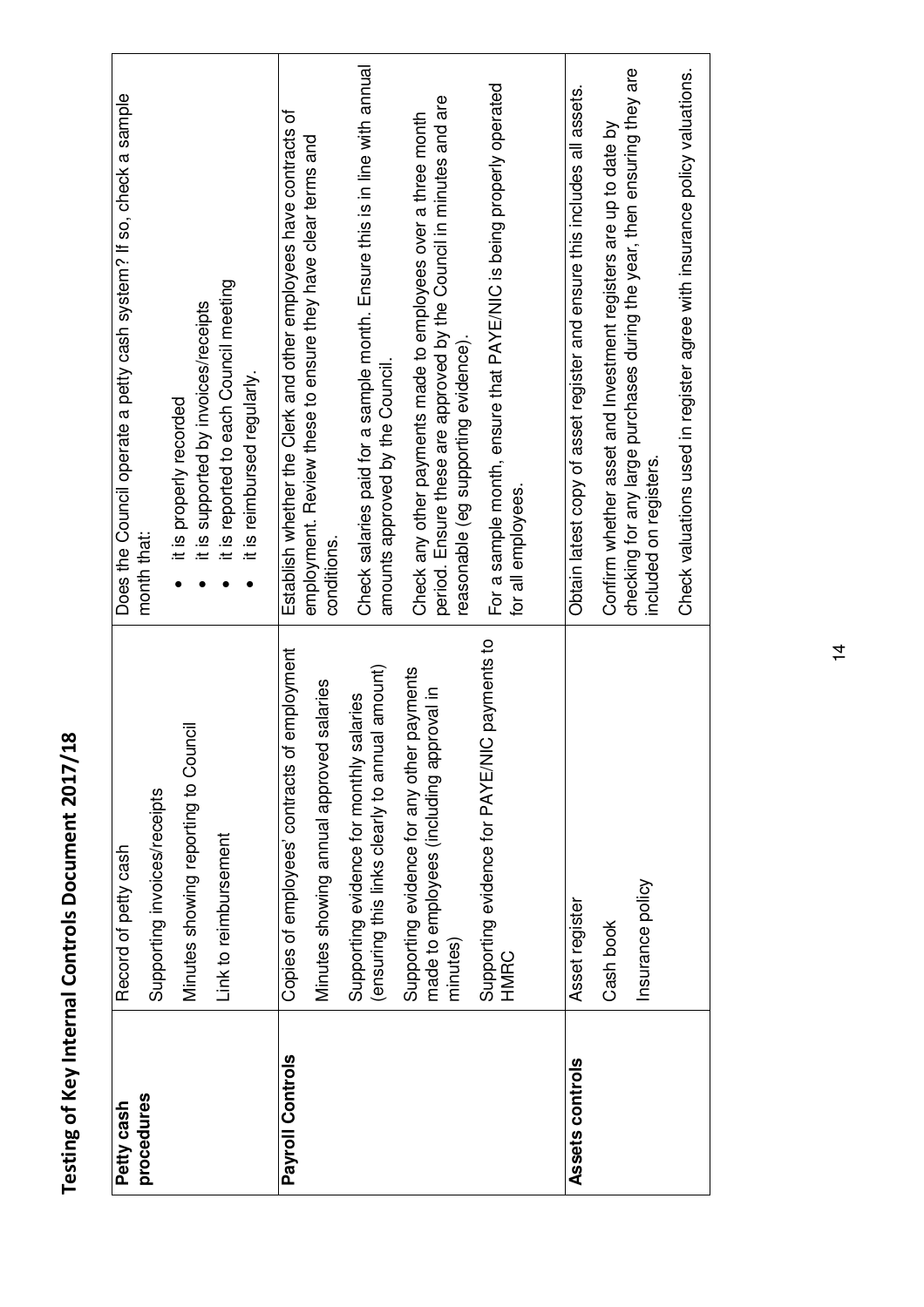# Testing of Key Internal Controls Document 2017/18

| | | |
|---|---|---|
| **Petty cash procedures** | Record of petty cash<br><br>Supporting invoices/receipts<br><br>Minutes showing reporting to Council<br><br>Link to reimbursement | Does the Council operate a petty cash system? If so, check a sample month that:<br><br>• it is properly recorded<br>• it is supported by invoices/receipts<br>• it is reported to each Council meeting<br>• it is reimbursed regularly. |
| **Payroll Controls** | Copies of employees' contracts of employment<br><br>Minutes showing annual approved salaries<br><br>Supporting evidence for monthly salaries (ensuring this links clearly to annual amount)<br><br>Supporting evidence for any other payments made to employees (including approval in minutes)<br><br>Supporting evidence for PAYE/NIC payments to HMRC | Establish whether the Clerk and other employees have contracts of employment. Review these to ensure they have clear terms and conditions.<br><br>Check salaries paid for a sample month. Ensure this is in line with annual amounts approved by the Council.<br><br>Check any other payments made to employees over a three month period. Ensure these are approved by the Council in minutes and are reasonable (eg supporting evidence).<br><br>For a sample month, ensure that PAYE/NIC is being properly operated for all employees. |
| **Assets controls** | Asset register<br><br>Cash book<br><br>Insurance policy | Obtain latest copy of asset register and ensure this includes all assets.<br><br>Confirm whether asset and Investment registers are up to date by checking for any large purchases during the year, then ensuring they are included on registers.<br><br>Check valuations used in register agree with insurance policy valuations. |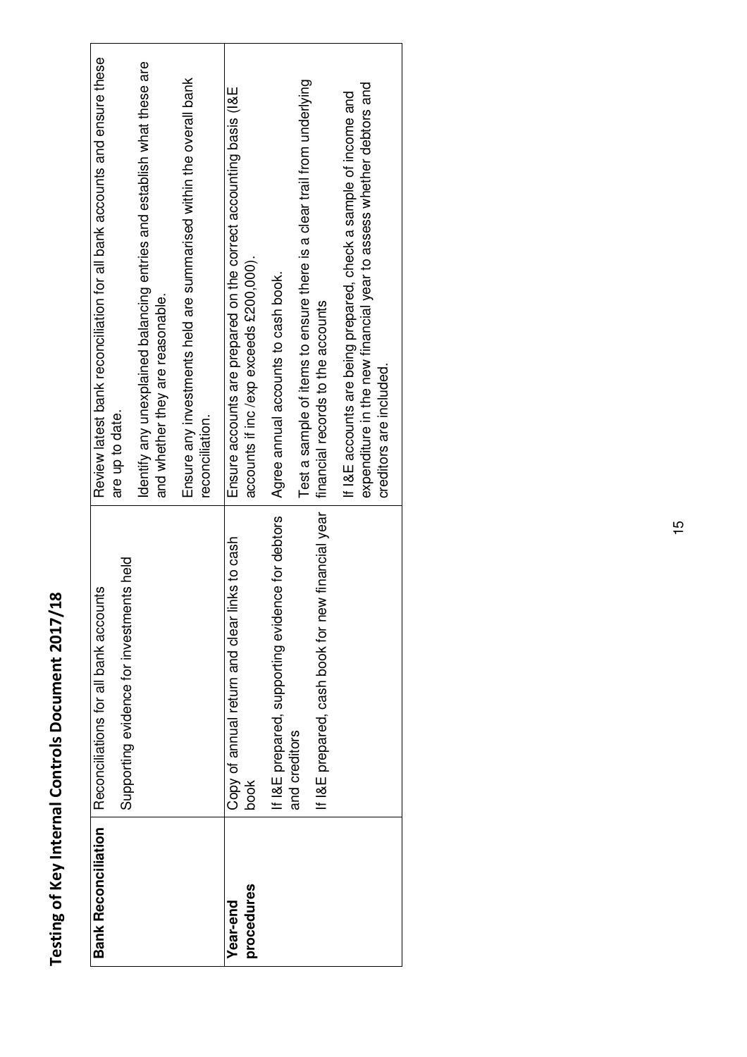# Testing of Key Internal Controls Document 2017/18

| | | |
|---|---|---|
| **Bank Reconciliation** | Reconciliations for all bank accounts<br><br>Supporting evidence for investments held | Review latest bank reconciliation for all bank accounts and ensure these are up to date.<br><br>Identify any unexplained balancing entries and establish what these are and whether they are reasonable.<br><br>Ensure any investments held are summarised within the overall bank reconciliation. |
| **Year-end procedures** | Copy of annual return and clear links to cash book<br><br>If I&E prepared, supporting evidence for debtors and creditors<br><br>If I&E prepared, cash book for new financial year | Ensure accounts are prepared on the correct accounting basis (I&E accounts if inc /exp exceeds £200,000).<br><br>Agree annual accounts to cash book.<br><br>Test a sample of items to ensure there is a clear trail from underlying financial records to the accounts<br><br>If I&E accounts are being prepared, check a sample of income and expenditure in the new financial year to assess whether debtors and creditors are included. |